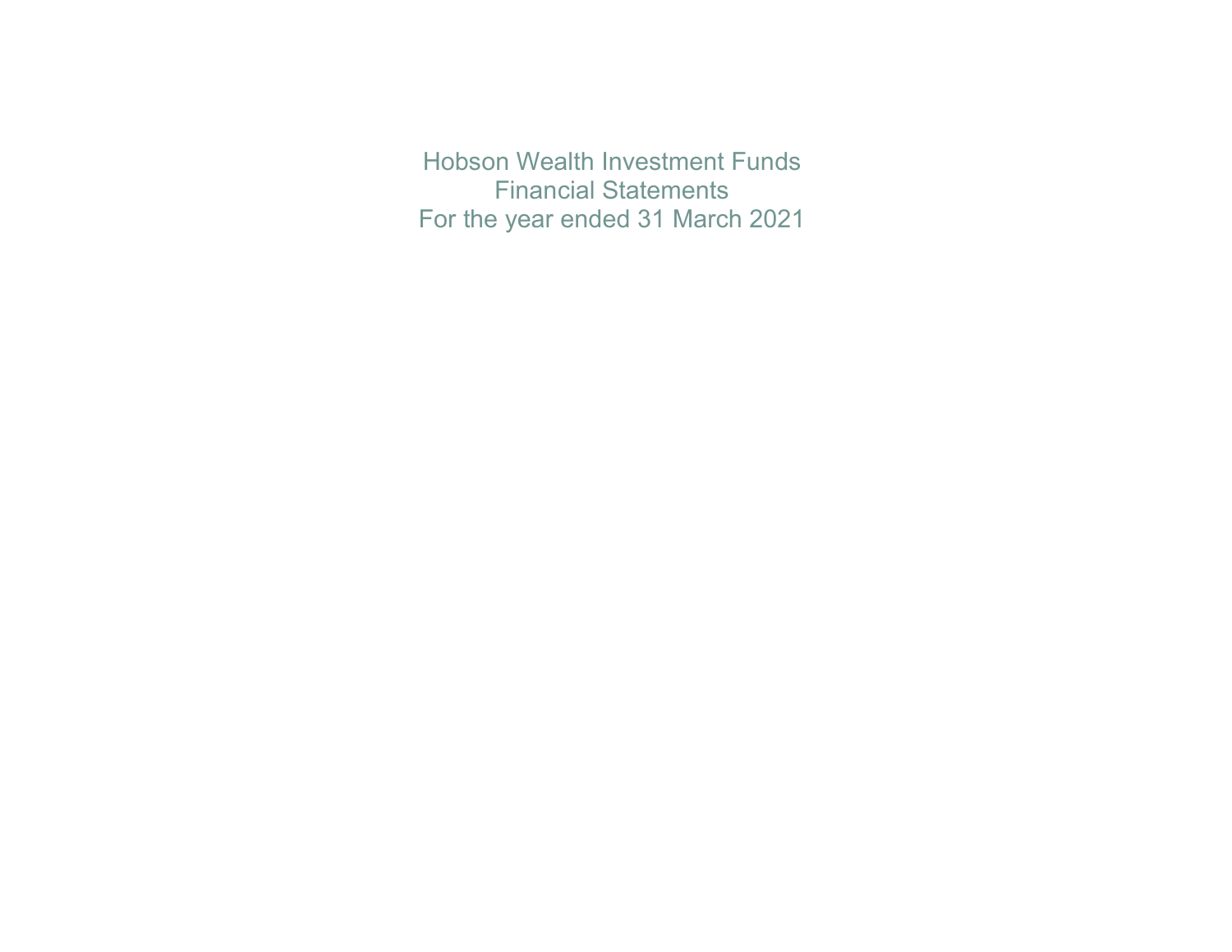# Hobson Wealth Investment Funds

## Financial Statements

## For the year ended 31 March 2021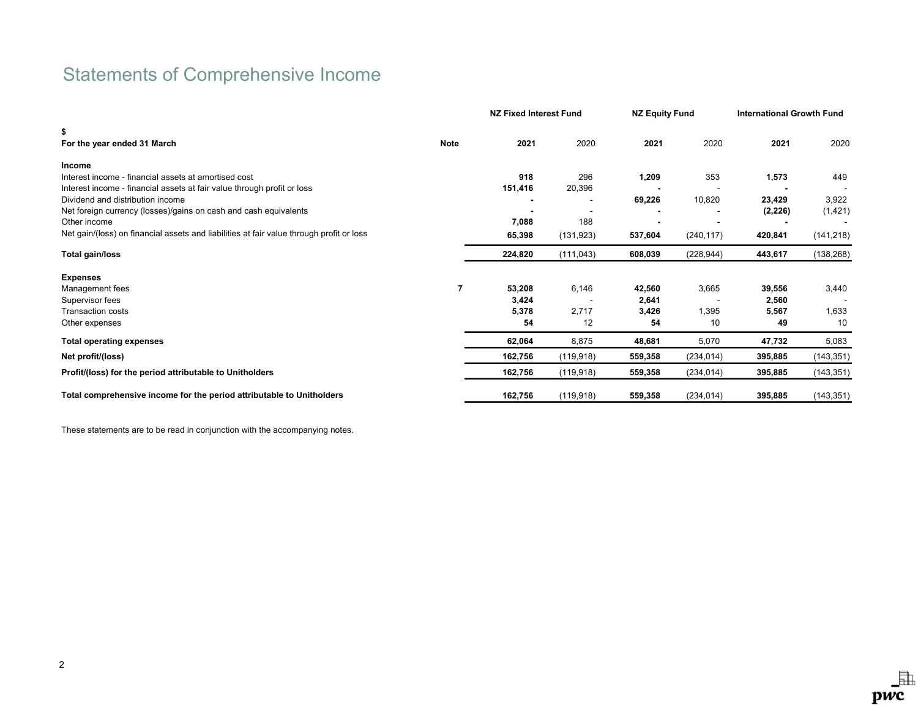# Statements of Comprehensive Income

| $<br>For the year ended 31 March | Note | NZ Fixed Interest Fund<br>2021 | <br>2020 | NZ Equity Fund<br>2021 | <br>2020 | International Growth Fund<br>2021 | <br>2020 |
|---|---|---|---|---|---|---|---|
| **Income** | | | | | | | |
| Interest income - financial assets at amortised cost | | **918** | 296 | **1,209** | 353 | **1,573** | 449 |
| Interest income - financial assets at fair value through profit or loss | | **151,416** | 20,396 | **-** | - | **-** | - |
| Dividend and distribution income | | **-** | - | **69,226** | 10,820 | **23,429** | 3,922 |
| Net foreign currency (losses)/gains on cash and cash equivalents | | **-** | - | **-** | - | **(2,226)** | (1,421) |
| Other income | | **7,088** | 188 | **-** | - | **-** | - |
| Net gain/(loss) on financial assets and liabilities at fair value through profit or loss | | **65,398** | (131,923) | **537,604** | (240,117) | **420,841** | (141,218) |
| **Total gain/loss** | | **224,820** | (111,043) | **608,039** | (228,944) | **443,617** | (138,268) |
| **Expenses** | | | | | | | |
| Management fees | **7** | **53,208** | 6,146 | **42,560** | 3,665 | **39,556** | 3,440 |
| Supervisor fees | | **3,424** | - | **2,641** | - | **2,560** | - |
| Transaction costs | | **5,378** | 2,717 | **3,426** | 1,395 | **5,567** | 1,633 |
| Other expenses | | **54** | 12 | **54** | 10 | **49** | 10 |
| **Total operating expenses** | | **62,064** | 8,875 | **48,681** | 5,070 | **47,732** | 5,083 |
| **Net profit/(loss)** | | **162,756** | (119,918) | **559,358** | (234,014) | **395,885** | (143,351) |
| **Profit/(loss) for the period attributable to Unitholders** | | **162,756** | (119,918) | **559,358** | (234,014) | **395,885** | (143,351) |
| **Total comprehensive income for the period attributable to Unitholders** | | **162,756** | (119,918) | **559,358** | (234,014) | **395,885** | (143,351) |

These statements are to be read in conjunction with the accompanying notes.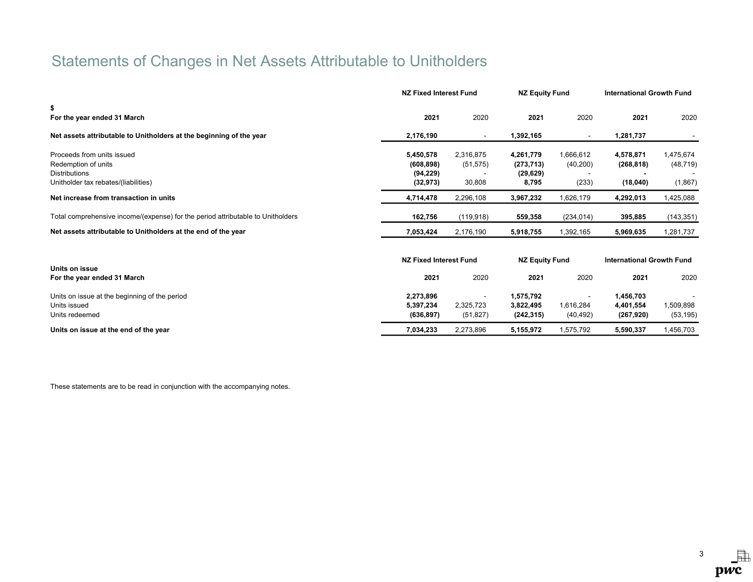# Statements of Changes in Net Assets Attributable to Unitholders

| $ | NZ Fixed Interest Fund | | NZ Equity Fund | | International Growth Fund | |
|---|---|---|---|---|---|---|
| **For the year ended 31 March** | **2021** | 2020 | **2021** | 2020 | **2021** | 2020 |
| **Net assets attributable to Unitholders at the beginning of the year** | **2,176,190** | - | **1,392,165** | - | **1,281,737** | - |
| Proceeds from units issued | **5,450,578** | 2,316,875 | **4,261,779** | 1,666,612 | **4,578,871** | 1,475,674 |
| Redemption of units | **(608,898)** | (51,575) | **(273,713)** | (40,200) | **(268,818)** | (48,719) |
| Distributions | **(94,229)** | - | **(29,629)** | - | **-** | - |
| Unitholder tax rebates/(liabilities) | **(32,973)** | 30,808 | **8,795** | (233) | **(18,040)** | (1,867) |
| **Net increase from transaction in units** | **4,714,478** | 2,296,108 | **3,967,232** | 1,626,179 | **4,292,013** | 1,425,088 |
| Total comprehensive income/(expense) for the period attributable to Unitholders | **162,756** | (119,918) | **559,358** | (234,014) | **395,885** | (143,351) |
| **Net assets attributable to Unitholders at the end of the year** | **7,053,424** | 2,176,190 | **5,918,755** | 1,392,165 | **5,969,635** | 1,281,737 |

| Units on issue | NZ Fixed Interest Fund | | NZ Equity Fund | | International Growth Fund | |
|---|---|---|---|---|---|---|
| **For the year ended 31 March** | **2021** | 2020 | **2021** | 2020 | **2021** | 2020 |
| Units on issue at the beginning of the period | **2,273,896** | - | **1,575,792** | - | **1,456,703** | - |
| Units issued | **5,397,234** | 2,325,723 | **3,822,495** | 1,616,284 | **4,401,554** | 1,509,898 |
| Units redeemed | **(636,897)** | (51,827) | **(242,315)** | (40,492) | **(267,920)** | (53,195) |
| **Units on issue at the end of the year** | **7,034,233** | 2,273,896 | **5,155,972** | 1,575,792 | **5,590,337** | 1,456,703 |

These statements are to be read in conjunction with the accompanying notes.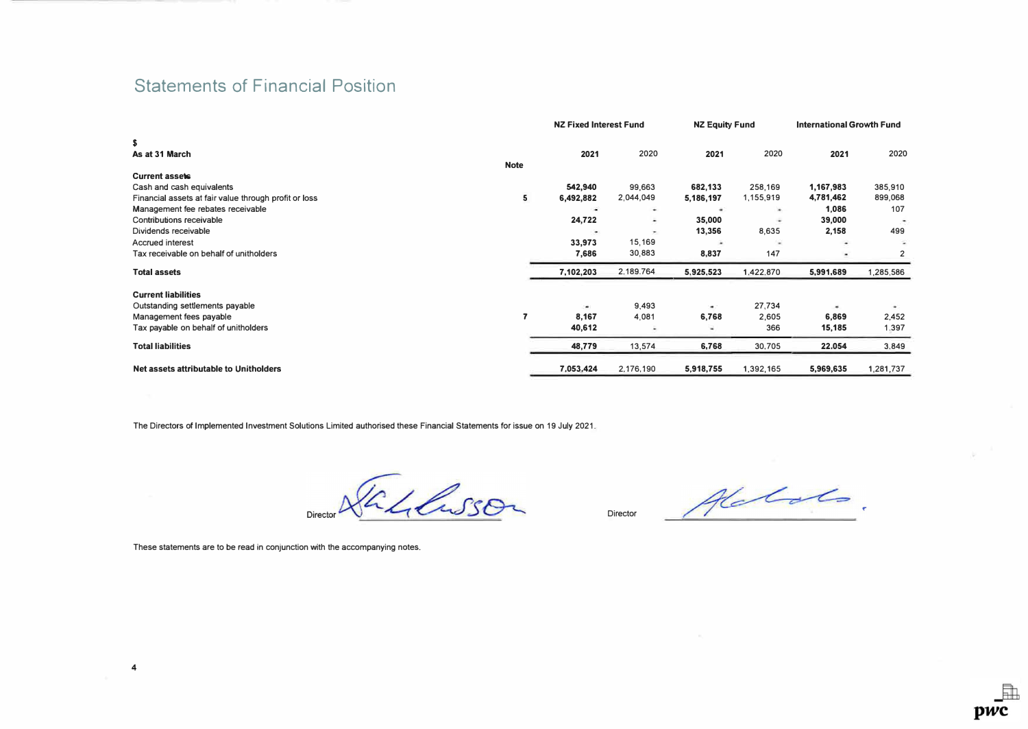# Statements of Financial Position

| $<br>As at 31 March | Note | NZ Fixed Interest Fund<br>**2021** | <br>2020 | NZ Equity Fund<br>**2021** | <br>2020 | International Growth Fund<br>**2021** | <br>2020 |
|---|---|---|---|---|---|---|---|
| **Current assets** | | | | | | | |
| Cash and cash equivalents | | **542,940** | 99,663 | **682,133** | 258,169 | **1,167,983** | 385,910 |
| Financial assets at fair value through profit or loss | 5 | **6,492,882** | 2,044,049 | **5,186,197** | 1,155,919 | **4,781,462** | 899,068 |
| Management fee rebates receivable | | **-** | - | **-** | - | **1,086** | 107 |
| Contributions receivable | | **24,722** | - | **35,000** | - | **39,000** | - |
| Dividends receivable | | **-** | - | **13,356** | 8,635 | **2,158** | 499 |
| Accrued interest | | **33,973** | 15,169 | **-** | - | **-** | - |
| Tax receivable on behalf of unitholders | | **7,686** | 30,883 | **8,837** | 147 | **-** | 2 |
| **Total assets** | | **7,102,203** | 2,189,764 | **5,925,523** | 1,422,870 | **5,991,689** | 1,285,586 |
| **Current liabilities** | | | | | | | |
| Outstanding settlements payable | | **-** | 9,493 | **-** | 27,734 | **-** | - |
| Management fees payable | 7 | **8,167** | 4,081 | **6,768** | 2,605 | **6,869** | 2,452 |
| Tax payable on behalf of unitholders | | **40,612** | - | **-** | 366 | **15,185** | 1,397 |
| **Total liabilities** | | **48,779** | 13,574 | **6,768** | 30,705 | **22,054** | 3,849 |
| **Net assets attributable to Unitholders** | | **7,053,424** | 2,176,190 | **5,918,755** | 1,392,165 | **5,969,635** | 1,281,737 |

The Directors of Implemented Investment Solutions Limited authorised these Financial Statements for issue on 19 July 2021.

Director ____________________ Director ____________________

These statements are to be read in conjunction with the accompanying notes.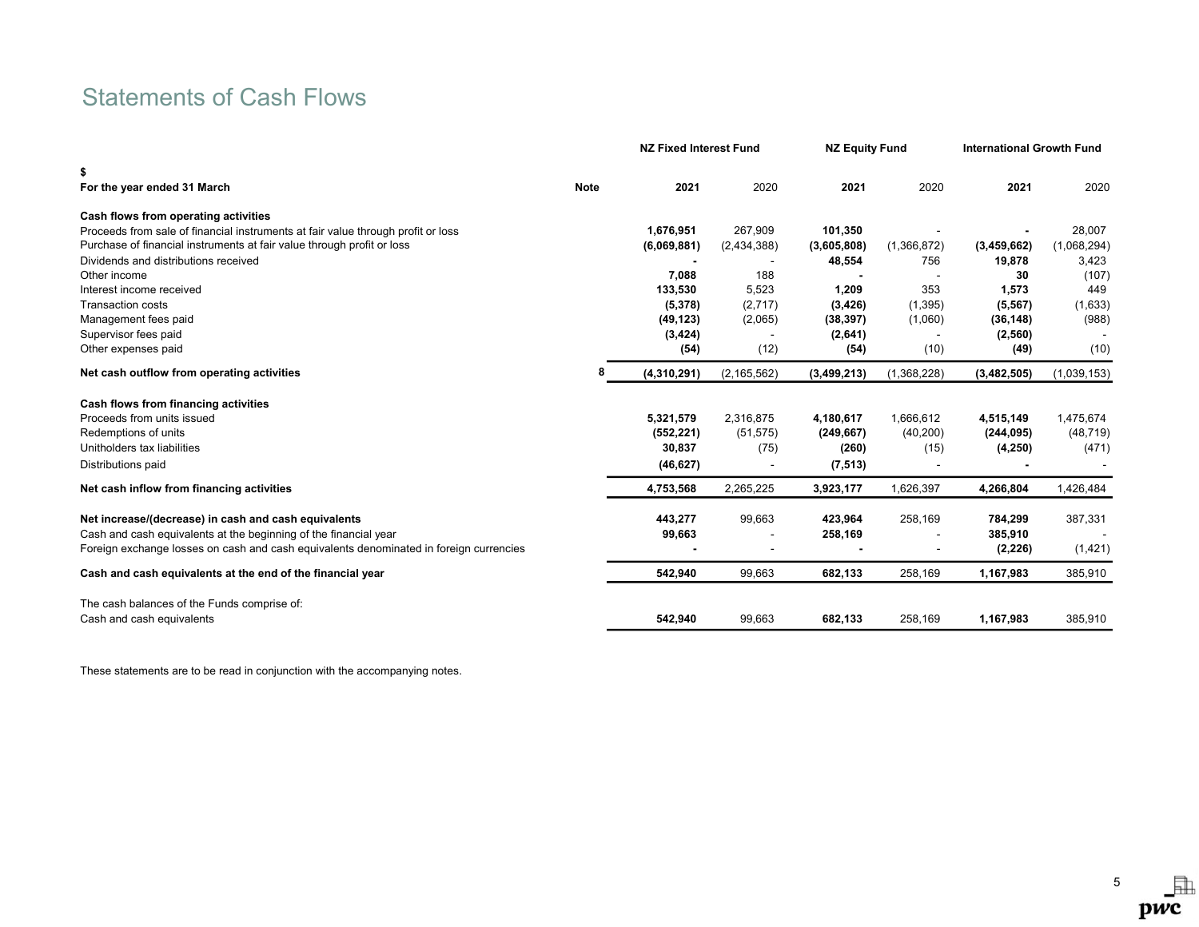# Statements of Cash Flows

| $ | | NZ Fixed Interest Fund | | NZ Equity Fund | | International Growth Fund | |
|---|---|---|---|---|---|---|---|
| **For the year ended 31 March** | **Note** | **2021** | 2020 | **2021** | 2020 | **2021** | 2020 |
| **Cash flows from operating activities** | | | | | | | |
| Proceeds from sale of financial instruments at fair value through profit or loss | | **1,676,951** | 267,909 | **101,350** | - | **-** | 28,007 |
| Purchase of financial instruments at fair value through profit or loss | | **(6,069,881)** | (2,434,388) | **(3,605,808)** | (1,366,872) | **(3,459,662)** | (1,068,294) |
| Dividends and distributions received | | **-** | - | **48,554** | 756 | **19,878** | 3,423 |
| Other income | | **7,088** | 188 | **-** | - | **30** | (107) |
| Interest income received | | **133,530** | 5,523 | **1,209** | 353 | **1,573** | 449 |
| Transaction costs | | **(5,378)** | (2,717) | **(3,426)** | (1,395) | **(5,567)** | (1,633) |
| Management fees paid | | **(49,123)** | (2,065) | **(38,397)** | (1,060) | **(36,148)** | (988) |
| Supervisor fees paid | | **(3,424)** | - | **(2,641)** | - | **(2,560)** | - |
| Other expenses paid | | **(54)** | (12) | **(54)** | (10) | **(49)** | (10) |
| **Net cash outflow from operating activities** | 8 | **(4,310,291)** | (2,165,562) | **(3,499,213)** | (1,368,228) | **(3,482,505)** | (1,039,153) |
| **Cash flows from financing activities** | | | | | | | |
| Proceeds from units issued | | **5,321,579** | 2,316,875 | **4,180,617** | 1,666,612 | **4,515,149** | 1,475,674 |
| Redemptions of units | | **(552,221)** | (51,575) | **(249,667)** | (40,200) | **(244,095)** | (48,719) |
| Unitholders tax liabilities | | **30,837** | (75) | **(260)** | (15) | **(4,250)** | (471) |
| Distributions paid | | **(46,627)** | - | **(7,513)** | - | **-** | - |
| **Net cash inflow from financing activities** | | **4,753,568** | 2,265,225 | **3,923,177** | 1,626,397 | **4,266,804** | 1,426,484 |
| **Net increase/(decrease) in cash and cash equivalents** | | **443,277** | 99,663 | **423,964** | 258,169 | **784,299** | 387,331 |
| Cash and cash equivalents at the beginning of the financial year | | **99,663** | - | **258,169** | - | **385,910** | - |
| Foreign exchange losses on cash and cash equivalents denominated in foreign currencies | | **-** | - | **-** | - | **(2,226)** | (1,421) |
| **Cash and cash equivalents at the end of the financial year** | | **542,940** | 99,663 | **682,133** | 258,169 | **1,167,983** | 385,910 |
| The cash balances of the Funds comprise of: | | | | | | | |
| Cash and cash equivalents | | **542,940** | 99,663 | **682,133** | 258,169 | **1,167,983** | 385,910 |

These statements are to be read in conjunction with the accompanying notes.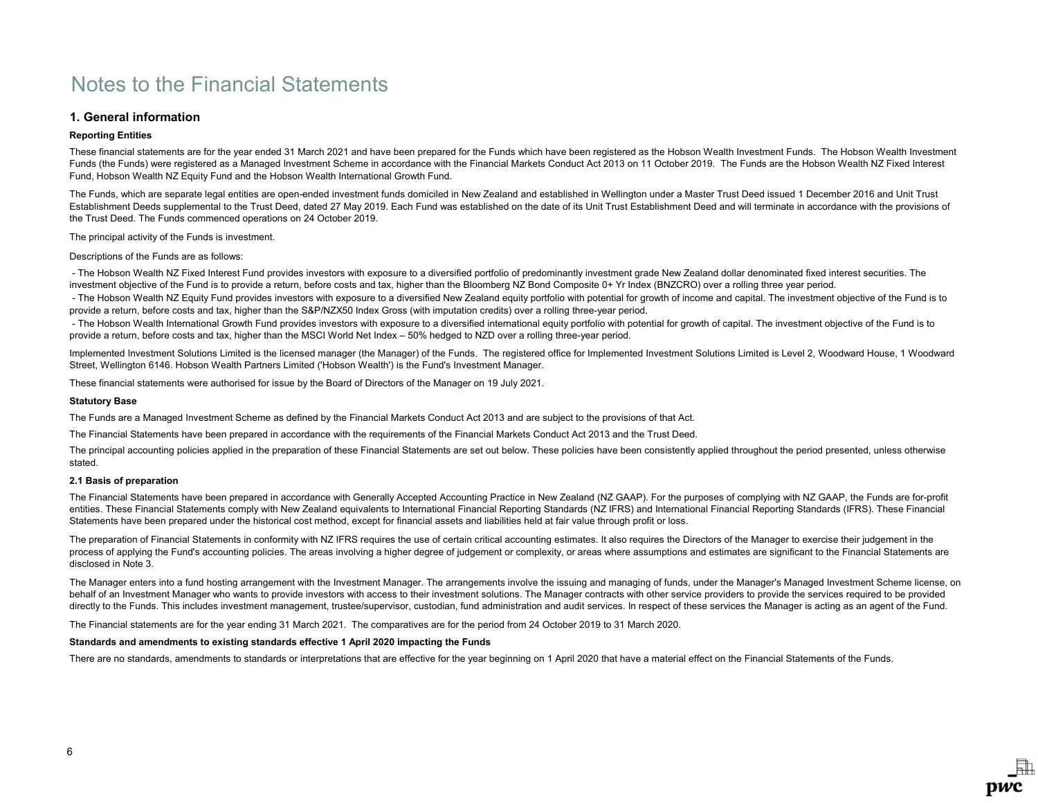# Notes to the Financial Statements

## 1. General information

**Reporting Entities**

These financial statements are for the year ended 31 March 2021 and have been prepared for the Funds which have been registered as the Hobson Wealth Investment Funds. The Hobson Wealth Investment Funds (the Funds) were registered as a Managed Investment Scheme in accordance with the Financial Markets Conduct Act 2013 on 11 October 2019. The Funds are the Hobson Wealth NZ Fixed Interest Fund, Hobson Wealth NZ Equity Fund and the Hobson Wealth International Growth Fund.

The Funds, which are separate legal entities are open-ended investment funds domiciled in New Zealand and established in Wellington under a Master Trust Deed issued 1 December 2016 and Unit Trust Establishment Deeds supplemental to the Trust Deed, dated 27 May 2019. Each Fund was established on the date of its Unit Trust Establishment Deed and will terminate in accordance with the provisions of the Trust Deed. The Funds commenced operations on 24 October 2019.

The principal activity of the Funds is investment.

Descriptions of the Funds are as follows:

- The Hobson Wealth NZ Fixed Interest Fund provides investors with exposure to a diversified portfolio of predominantly investment grade New Zealand dollar denominated fixed interest securities. The investment objective of the Fund is to provide a return, before costs and tax, higher than the Bloomberg NZ Bond Composite 0+ Yr Index (BNZCRO) over a rolling three year period.
- The Hobson Wealth NZ Equity Fund provides investors with exposure to a diversified New Zealand equity portfolio with potential for growth of income and capital. The investment objective of the Fund is to provide a return, before costs and tax, higher than the S&P/NZX50 Index Gross (with imputation credits) over a rolling three-year period.
- The Hobson Wealth International Growth Fund provides investors with exposure to a diversified international equity portfolio with potential for growth of capital. The investment objective of the Fund is to provide a return, before costs and tax, higher than the MSCI World Net Index – 50% hedged to NZD over a rolling three-year period.

Implemented Investment Solutions Limited is the licensed manager (the Manager) of the Funds. The registered office for Implemented Investment Solutions Limited is Level 2, Woodward House, 1 Woodward Street, Wellington 6146. Hobson Wealth Partners Limited ('Hobson Wealth') is the Fund's Investment Manager.

These financial statements were authorised for issue by the Board of Directors of the Manager on 19 July 2021.

**Statutory Base**

The Funds are a Managed Investment Scheme as defined by the Financial Markets Conduct Act 2013 and are subject to the provisions of that Act.

The Financial Statements have been prepared in accordance with the requirements of the Financial Markets Conduct Act 2013 and the Trust Deed.

The principal accounting policies applied in the preparation of these Financial Statements are set out below. These policies have been consistently applied throughout the period presented, unless otherwise stated.

### 2.1 Basis of preparation

The Financial Statements have been prepared in accordance with Generally Accepted Accounting Practice in New Zealand (NZ GAAP). For the purposes of complying with NZ GAAP, the Funds are for-profit entities. These Financial Statements comply with New Zealand equivalents to International Financial Reporting Standards (NZ IFRS) and International Financial Reporting Standards (IFRS). These Financial Statements have been prepared under the historical cost method, except for financial assets and liabilities held at fair value through profit or loss.

The preparation of Financial Statements in conformity with NZ IFRS requires the use of certain critical accounting estimates. It also requires the Directors of the Manager to exercise their judgement in the process of applying the Fund's accounting policies. The areas involving a higher degree of judgement or complexity, or areas where assumptions and estimates are significant to the Financial Statements are disclosed in Note 3.

The Manager enters into a fund hosting arrangement with the Investment Manager. The arrangements involve the issuing and managing of funds, under the Manager's Managed Investment Scheme license, on behalf of an Investment Manager who wants to provide investors with access to their investment solutions. The Manager contracts with other service providers to provide the services required to be provided directly to the Funds. This includes investment management, trustee/supervisor, custodian, fund administration and audit services. In respect of these services the Manager is acting as an agent of the Fund.

The Financial statements are for the year ending 31 March 2021. The comparatives are for the period from 24 October 2019 to 31 March 2020.

**Standards and amendments to existing standards effective 1 April 2020 impacting the Funds**

There are no standards, amendments to standards or interpretations that are effective for the year beginning on 1 April 2020 that have a material effect on the Financial Statements of the Funds.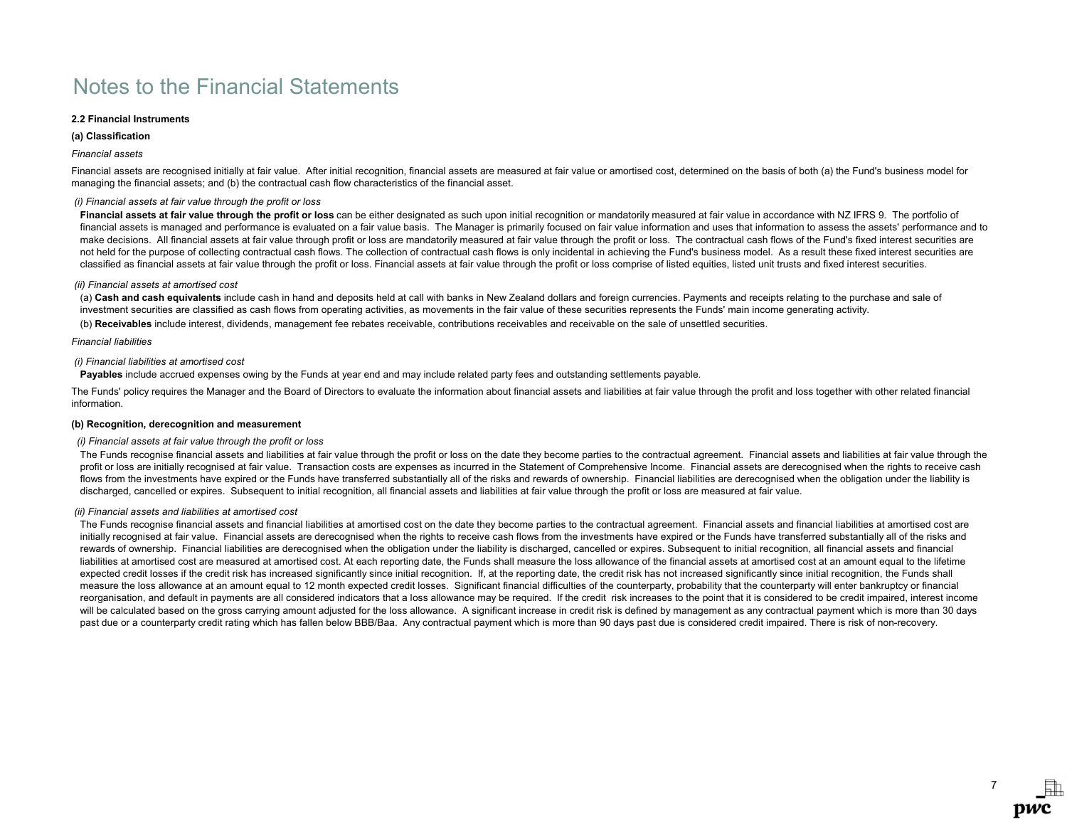# Notes to the Financial Statements

### 2.2 Financial Instruments

#### (a) Classification

*Financial assets*

Financial assets are recognised initially at fair value. After initial recognition, financial assets are measured at fair value or amortised cost, determined on the basis of both (a) the Fund's business model for managing the financial assets; and (b) the contractual cash flow characteristics of the financial asset.

*(i) Financial assets at fair value through the profit or loss*

**Financial assets at fair value through the profit or loss** can be either designated as such upon initial recognition or mandatorily measured at fair value in accordance with NZ IFRS 9. The portfolio of financial assets is managed and performance is evaluated on a fair value basis. The Manager is primarily focused on fair value information and uses that information to assess the assets' performance and to make decisions. All financial assets at fair value through profit or loss are mandatorily measured at fair value through the profit or loss. The contractual cash flows of the Fund's fixed interest securities are not held for the purpose of collecting contractual cash flows. The collection of contractual cash flows is only incidental in achieving the Fund's business model. As a result these fixed interest securities are classified as financial assets at fair value through the profit or loss. Financial assets at fair value through the profit or loss comprise of listed equities, listed unit trusts and fixed interest securities.

*(ii) Financial assets at amortised cost*

(a) **Cash and cash equivalents** include cash in hand and deposits held at call with banks in New Zealand dollars and foreign currencies. Payments and receipts relating to the purchase and sale of investment securities are classified as cash flows from operating activities, as movements in the fair value of these securities represents the Funds' main income generating activity.

(b) **Receivables** include interest, dividends, management fee rebates receivable, contributions receivables and receivable on the sale of unsettled securities.

*Financial liabilities*

*(i) Financial liabilities at amortised cost*

**Payables** include accrued expenses owing by the Funds at year end and may include related party fees and outstanding settlements payable.

The Funds' policy requires the Manager and the Board of Directors to evaluate the information about financial assets and liabilities at fair value through the profit and loss together with other related financial information.

#### (b) Recognition, derecognition and measurement

*(i) Financial assets at fair value through the profit or loss*

The Funds recognise financial assets and liabilities at fair value through the profit or loss on the date they become parties to the contractual agreement. Financial assets and liabilities at fair value through the profit or loss are initially recognised at fair value. Transaction costs are expenses as incurred in the Statement of Comprehensive Income. Financial assets are derecognised when the rights to receive cash flows from the investments have expired or the Funds have transferred substantially all of the risks and rewards of ownership. Financial liabilities are derecognised when the obligation under the liability is discharged, cancelled or expires. Subsequent to initial recognition, all financial assets and liabilities at fair value through the profit or loss are measured at fair value.

*(ii) Financial assets and liabilities at amortised cost*

The Funds recognise financial assets and financial liabilities at amortised cost on the date they become parties to the contractual agreement. Financial assets and financial liabilities at amortised cost are initially recognised at fair value. Financial assets are derecognised when the rights to receive cash flows from the investments have expired or the Funds have transferred substantially all of the risks and rewards of ownership. Financial liabilities are derecognised when the obligation under the liability is discharged, cancelled or expires. Subsequent to initial recognition, all financial assets and financial liabilities at amortised cost are measured at amortised cost. At each reporting date, the Funds shall measure the loss allowance of the financial assets at amortised cost at an amount equal to the lifetime expected credit losses if the credit risk has increased significantly since initial recognition. If, at the reporting date, the credit risk has not increased significantly since initial recognition, the Funds shall measure the loss allowance at an amount equal to 12 month expected credit losses. Significant financial difficulties of the counterparty, probability that the counterparty will enter bankruptcy or financial reorganisation, and default in payments are all considered indicators that a loss allowance may be required. If the credit risk increases to the point that it is considered to be credit impaired, interest income will be calculated based on the gross carrying amount adjusted for the loss allowance. A significant increase in credit risk is defined by management as any contractual payment which is more than 30 days past due or a counterparty credit rating which has fallen below BBB/Baa. Any contractual payment which is more than 90 days past due is considered credit impaired. There is risk of non-recovery.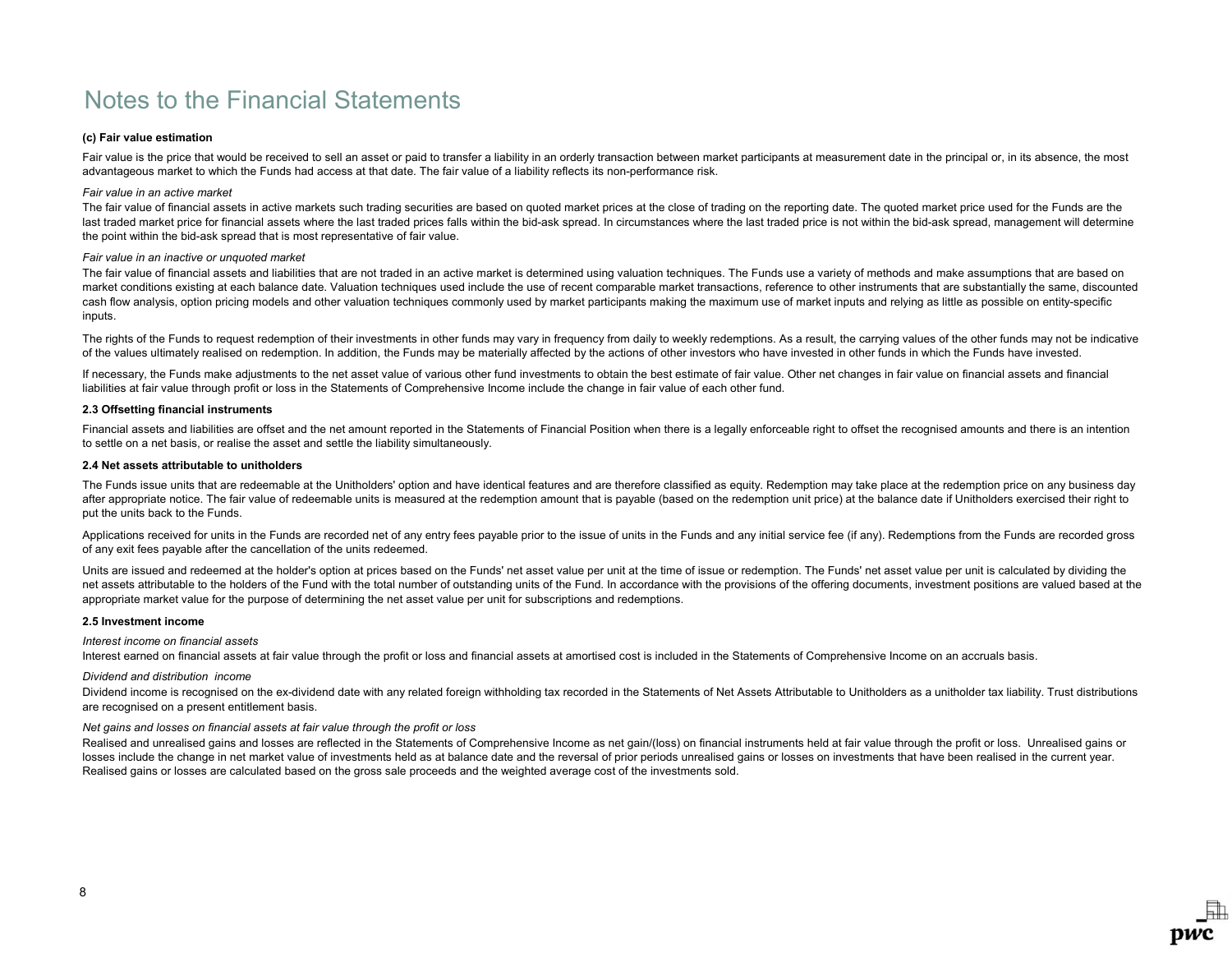# Notes to the Financial Statements

**(c) Fair value estimation**

Fair value is the price that would be received to sell an asset or paid to transfer a liability in an orderly transaction between market participants at measurement date in the principal or, in its absence, the most advantageous market to which the Funds had access at that date. The fair value of a liability reflects its non-performance risk.

*Fair value in an active market*

The fair value of financial assets in active markets such trading securities are based on quoted market prices at the close of trading on the reporting date. The quoted market price used for the Funds are the last traded market price for financial assets where the last traded prices falls within the bid-ask spread. In circumstances where the last traded price is not within the bid-ask spread, management will determine the point within the bid-ask spread that is most representative of fair value.

*Fair value in an inactive or unquoted market*

The fair value of financial assets and liabilities that are not traded in an active market is determined using valuation techniques. The Funds use a variety of methods and make assumptions that are based on market conditions existing at each balance date. Valuation techniques used include the use of recent comparable market transactions, reference to other instruments that are substantially the same, discounted cash flow analysis, option pricing models and other valuation techniques commonly used by market participants making the maximum use of market inputs and relying as little as possible on entity-specific inputs.

The rights of the Funds to request redemption of their investments in other funds may vary in frequency from daily to weekly redemptions. As a result, the carrying values of the other funds may not be indicative of the values ultimately realised on redemption. In addition, the Funds may be materially affected by the actions of other investors who have invested in other funds in which the Funds have invested.

If necessary, the Funds make adjustments to the net asset value of various other fund investments to obtain the best estimate of fair value. Other net changes in fair value on financial assets and financial liabilities at fair value through profit or loss in the Statements of Comprehensive Income include the change in fair value of each other fund.

**2.3 Offsetting financial instruments**

Financial assets and liabilities are offset and the net amount reported in the Statements of Financial Position when there is a legally enforceable right to offset the recognised amounts and there is an intention to settle on a net basis, or realise the asset and settle the liability simultaneously.

**2.4 Net assets attributable to unitholders**

The Funds issue units that are redeemable at the Unitholders' option and have identical features and are therefore classified as equity. Redemption may take place at the redemption price on any business day after appropriate notice. The fair value of redeemable units is measured at the redemption amount that is payable (based on the redemption unit price) at the balance date if Unitholders exercised their right to put the units back to the Funds.

Applications received for units in the Funds are recorded net of any entry fees payable prior to the issue of units in the Funds and any initial service fee (if any). Redemptions from the Funds are recorded gross of any exit fees payable after the cancellation of the units redeemed.

Units are issued and redeemed at the holder's option at prices based on the Funds' net asset value per unit at the time of issue or redemption. The Funds' net asset value per unit is calculated by dividing the net assets attributable to the holders of the Fund with the total number of outstanding units of the Fund. In accordance with the provisions of the offering documents, investment positions are valued based at the appropriate market value for the purpose of determining the net asset value per unit for subscriptions and redemptions.

**2.5 Investment income**

*Interest income on financial assets*

Interest earned on financial assets at fair value through the profit or loss and financial assets at amortised cost is included in the Statements of Comprehensive Income on an accruals basis.

*Dividend and distribution income*

Dividend income is recognised on the ex-dividend date with any related foreign withholding tax recorded in the Statements of Net Assets Attributable to Unitholders as a unitholder tax liability. Trust distributions are recognised on a present entitlement basis.

*Net gains and losses on financial assets at fair value through the profit or loss*

Realised and unrealised gains and losses are reflected in the Statements of Comprehensive Income as net gain/(loss) on financial instruments held at fair value through the profit or loss. Unrealised gains or losses include the change in net market value of investments held as at balance date and the reversal of prior periods unrealised gains or losses on investments that have been realised in the current year. Realised gains or losses are calculated based on the gross sale proceeds and the weighted average cost of the investments sold.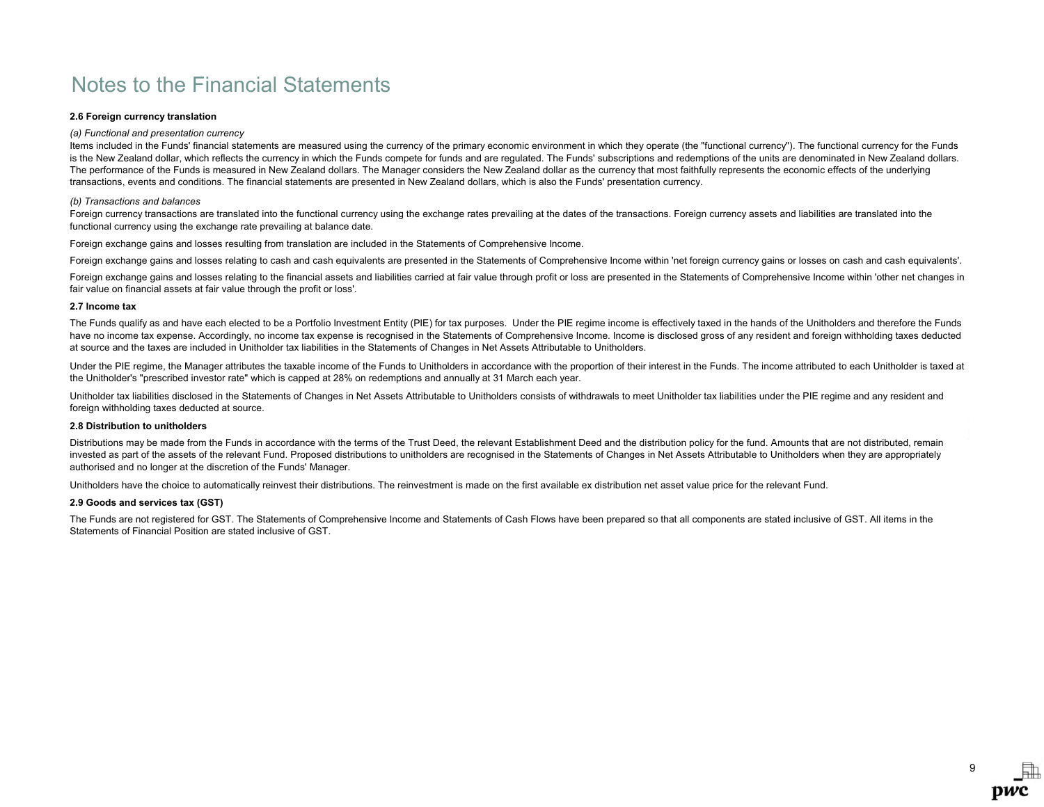# Notes to the Financial Statements

### 2.6 Foreign currency translation

*(a) Functional and presentation currency*

Items included in the Funds' financial statements are measured using the currency of the primary economic environment in which they operate (the "functional currency"). The functional currency for the Funds is the New Zealand dollar, which reflects the currency in which the Funds compete for funds and are regulated. The Funds' subscriptions and redemptions of the units are denominated in New Zealand dollars. The performance of the Funds is measured in New Zealand dollars. The Manager considers the New Zealand dollar as the currency that most faithfully represents the economic effects of the underlying transactions, events and conditions. The financial statements are presented in New Zealand dollars, which is also the Funds' presentation currency.

*(b) Transactions and balances*

Foreign currency transactions are translated into the functional currency using the exchange rates prevailing at the dates of the transactions. Foreign currency assets and liabilities are translated into the functional currency using the exchange rate prevailing at balance date.

Foreign exchange gains and losses resulting from translation are included in the Statements of Comprehensive Income.

Foreign exchange gains and losses relating to cash and cash equivalents are presented in the Statements of Comprehensive Income within 'net foreign currency gains or losses on cash and cash equivalents'.

Foreign exchange gains and losses relating to the financial assets and liabilities carried at fair value through profit or loss are presented in the Statements of Comprehensive Income within 'other net changes in fair value on financial assets at fair value through the profit or loss'.

### 2.7 Income tax

The Funds qualify as and have each elected to be a Portfolio Investment Entity (PIE) for tax purposes. Under the PIE regime income is effectively taxed in the hands of the Unitholders and therefore the Funds have no income tax expense. Accordingly, no income tax expense is recognised in the Statements of Comprehensive Income. Income is disclosed gross of any resident and foreign withholding taxes deducted at source and the taxes are included in Unitholder tax liabilities in the Statements of Changes in Net Assets Attributable to Unitholders.

Under the PIE regime, the Manager attributes the taxable income of the Funds to Unitholders in accordance with the proportion of their interest in the Funds. The income attributed to each Unitholder is taxed at the Unitholder's "prescribed investor rate" which is capped at 28% on redemptions and annually at 31 March each year.

Unitholder tax liabilities disclosed in the Statements of Changes in Net Assets Attributable to Unitholders consists of withdrawals to meet Unitholder tax liabilities under the PIE regime and any resident and foreign withholding taxes deducted at source.

### 2.8 Distribution to unitholders

Distributions may be made from the Funds in accordance with the terms of the Trust Deed, the relevant Establishment Deed and the distribution policy for the fund. Amounts that are not distributed, remain invested as part of the assets of the relevant Fund. Proposed distributions to unitholders are recognised in the Statements of Changes in Net Assets Attributable to Unitholders when they are appropriately authorised and no longer at the discretion of the Funds' Manager.

Unitholders have the choice to automatically reinvest their distributions. The reinvestment is made on the first available ex distribution net asset value price for the relevant Fund.

### 2.9 Goods and services tax (GST)

The Funds are not registered for GST. The Statements of Comprehensive Income and Statements of Cash Flows have been prepared so that all components are stated inclusive of GST. All items in the Statements of Financial Position are stated inclusive of GST.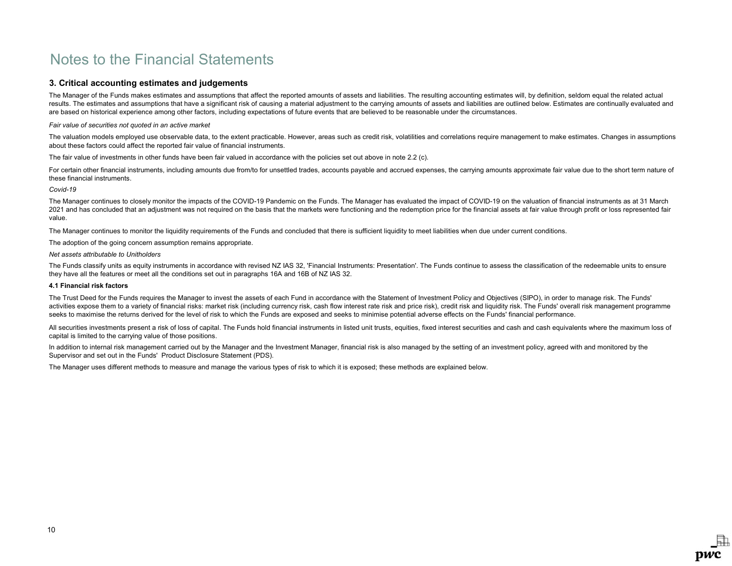# Notes to the Financial Statements

### 3. Critical accounting estimates and judgements

The Manager of the Funds makes estimates and assumptions that affect the reported amounts of assets and liabilities. The resulting accounting estimates will, by definition, seldom equal the related actual results. The estimates and assumptions that have a significant risk of causing a material adjustment to the carrying amounts of assets and liabilities are outlined below. Estimates are continually evaluated and are based on historical experience among other factors, including expectations of future events that are believed to be reasonable under the circumstances.

*Fair value of securities not quoted in an active market*

The valuation models employed use observable data, to the extent practicable. However, areas such as credit risk, volatilities and correlations require management to make estimates. Changes in assumptions about these factors could affect the reported fair value of financial instruments.

The fair value of investments in other funds have been fair valued in accordance with the policies set out above in note 2.2 (c).

For certain other financial instruments, including amounts due from/to for unsettled trades, accounts payable and accrued expenses, the carrying amounts approximate fair value due to the short term nature of these financial instruments.

*Covid-19*

The Manager continues to closely monitor the impacts of the COVID-19 Pandemic on the Funds. The Manager has evaluated the impact of COVID-19 on the valuation of financial instruments as at 31 March 2021 and has concluded that an adjustment was not required on the basis that the markets were functioning and the redemption price for the financial assets at fair value through profit or loss represented fair value.

The Manager continues to monitor the liquidity requirements of the Funds and concluded that there is sufficient liquidity to meet liabilities when due under current conditions.

The adoption of the going concern assumption remains appropriate.

*Net assets attributable to Unitholders*

The Funds classify units as equity instruments in accordance with revised NZ IAS 32, 'Financial Instruments: Presentation'. The Funds continue to assess the classification of the redeemable units to ensure they have all the features or meet all the conditions set out in paragraphs 16A and 16B of NZ IAS 32.

#### 4.1 Financial risk factors

The Trust Deed for the Funds requires the Manager to invest the assets of each Fund in accordance with the Statement of Investment Policy and Objectives (SIPO), in order to manage risk. The Funds' activities expose them to a variety of financial risks: market risk (including currency risk, cash flow interest rate risk and price risk), credit risk and liquidity risk. The Funds' overall risk management programme seeks to maximise the returns derived for the level of risk to which the Funds are exposed and seeks to minimise potential adverse effects on the Funds' financial performance.

All securities investments present a risk of loss of capital. The Funds hold financial instruments in listed unit trusts, equities, fixed interest securities and cash and cash equivalents where the maximum loss of capital is limited to the carrying value of those positions.

In addition to internal risk management carried out by the Manager and the Investment Manager, financial risk is also managed by the setting of an investment policy, agreed with and monitored by the Supervisor and set out in the Funds' Product Disclosure Statement (PDS).

The Manager uses different methods to measure and manage the various types of risk to which it is exposed; these methods are explained below.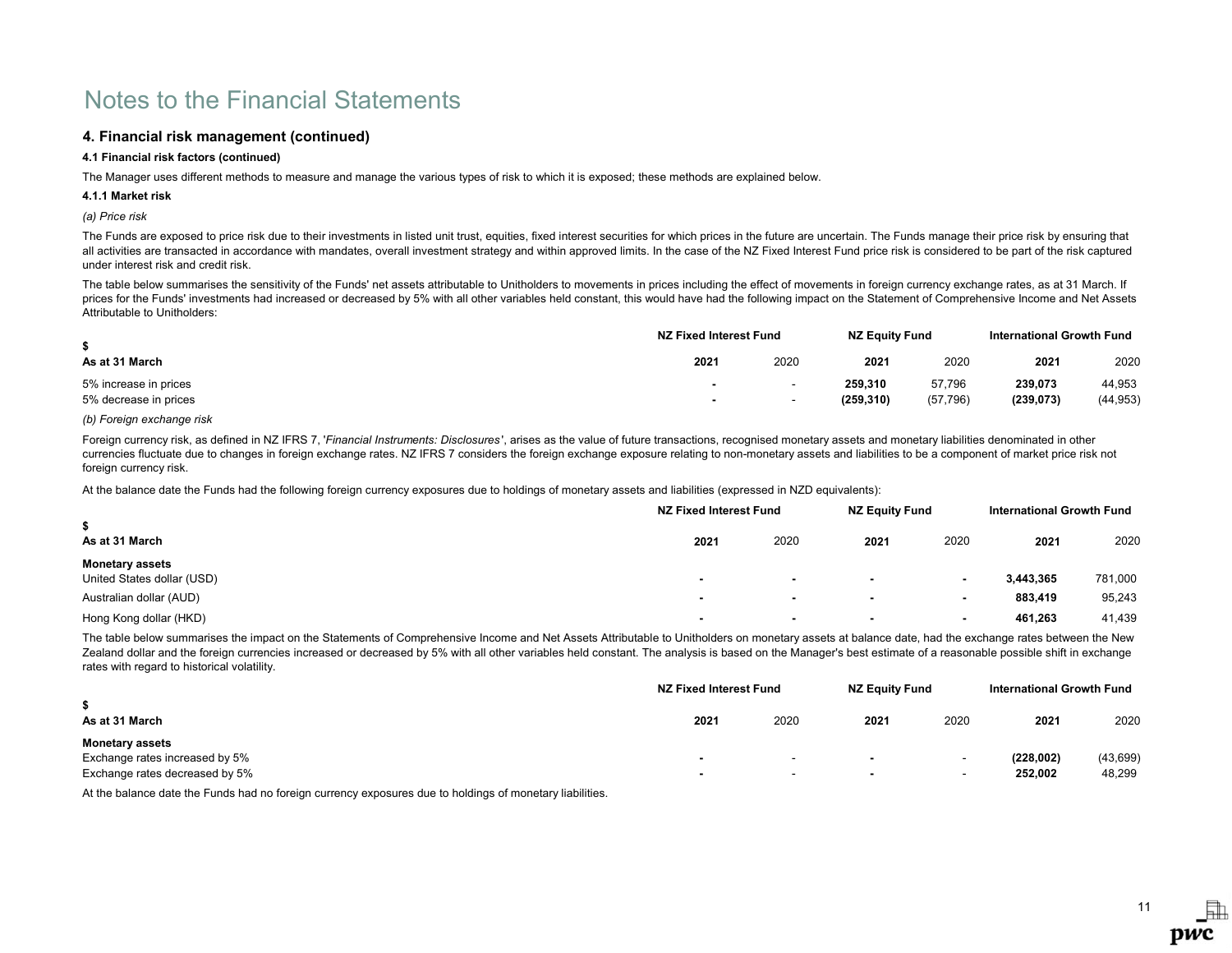# Notes to the Financial Statements

## 4. Financial risk management (continued)

### 4.1 Financial risk factors (continued)

The Manager uses different methods to measure and manage the various types of risk to which it is exposed; these methods are explained below.

#### 4.1.1 Market risk

*(a) Price risk*

The Funds are exposed to price risk due to their investments in listed unit trust, equities, fixed interest securities for which prices in the future are uncertain. The Funds manage their price risk by ensuring that all activities are transacted in accordance with mandates, overall investment strategy and within approved limits. In the case of the NZ Fixed Interest Fund price risk is considered to be part of the risk captured under interest risk and credit risk.

The table below summarises the sensitivity of the Funds' net assets attributable to Unitholders to movements in prices including the effect of movements in foreign currency exchange rates, as at 31 March. If prices for the Funds' investments had increased or decreased by 5% with all other variables held constant, this would have had the following impact on the Statement of Comprehensive Income and Net Assets Attributable to Unitholders:

| $ | NZ Fixed Interest Fund | | NZ Equity Fund | | International Growth Fund | |
|---|---|---|---|---|---|---|
| **As at 31 March** | **2021** | 2020 | **2021** | 2020 | **2021** | 2020 |
| 5% increase in prices | **-** | - | **259,310** | 57,796 | **239,073** | 44,953 |
| 5% decrease in prices | **-** | - | **(259,310)** | (57,796) | **(239,073)** | (44,953) |

*(b) Foreign exchange risk*

Foreign currency risk, as defined in NZ IFRS 7, '*Financial Instruments: Disclosures*', arises as the value of future transactions, recognised monetary assets and monetary liabilities denominated in other currencies fluctuate due to changes in foreign exchange rates. NZ IFRS 7 considers the foreign exchange exposure relating to non-monetary assets and liabilities to be a component of market price risk not foreign currency risk.

At the balance date the Funds had the following foreign currency exposures due to holdings of monetary assets and liabilities (expressed in NZD equivalents):

| $ | NZ Fixed Interest Fund | | NZ Equity Fund | | International Growth Fund | |
|---|---|---|---|---|---|---|
| **As at 31 March** | **2021** | 2020 | **2021** | 2020 | **2021** | 2020 |
| **Monetary assets** | | | | | | |
| United States dollar (USD) | **-** | - | **-** | - | **3,443,365** | 781,000 |
| Australian dollar (AUD) | **-** | - | **-** | - | **883,419** | 95,243 |
| Hong Kong dollar (HKD) | **-** | - | **-** | - | **461,263** | 41,439 |

The table below summarises the impact on the Statements of Comprehensive Income and Net Assets Attributable to Unitholders on monetary assets at balance date, had the exchange rates between the New Zealand dollar and the foreign currencies increased or decreased by 5% with all other variables held constant. The analysis is based on the Manager's best estimate of a reasonable possible shift in exchange rates with regard to historical volatility.

| $ | NZ Fixed Interest Fund | | NZ Equity Fund | | International Growth Fund | |
|---|---|---|---|---|---|---|
| **As at 31 March** | **2021** | 2020 | **2021** | 2020 | **2021** | 2020 |
| **Monetary assets** | | | | | | |
| Exchange rates increased by 5% | **-** | - | **-** | - | **(228,002)** | (43,699) |
| Exchange rates decreased by 5% | **-** | - | **-** | - | **252,002** | 48,299 |

At the balance date the Funds had no foreign currency exposures due to holdings of monetary liabilities.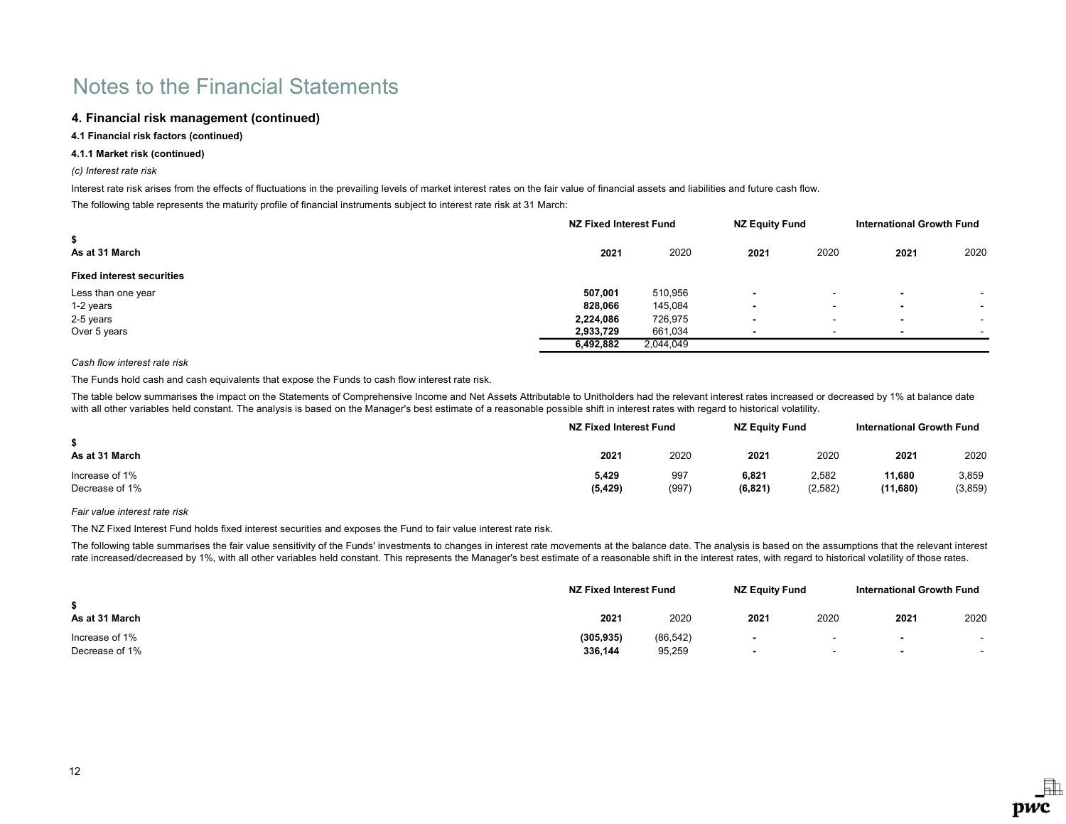# Notes to the Financial Statements

## 4. Financial risk management (continued)

**4.1 Financial risk factors (continued)**

**4.1.1 Market risk (continued)**

*(c) Interest rate risk*

Interest rate risk arises from the effects of fluctuations in the prevailing levels of market interest rates on the fair value of financial assets and liabilities and future cash flow.

The following table represents the maturity profile of financial instruments subject to interest rate risk at 31 March:

| $ | NZ Fixed Interest Fund | | NZ Equity Fund | | International Growth Fund | |
|---|---|---|---|---|---|---|
| **As at 31 March** | **2021** | 2020 | **2021** | 2020 | **2021** | 2020 |
| **Fixed interest securities** | | | | | | |
| Less than one year | **507,001** | 510,956 | **-** | - | **-** | - |
| 1-2 years | **828,066** | 145,084 | **-** | - | **-** | - |
| 2-5 years | **2,224,086** | 726,975 | **-** | - | **-** | - |
| Over 5 years | **2,933,729** | 661,034 | **-** | - | **-** | - |
| | **6,492,882** | 2,044,049 | | | | |

*Cash flow interest rate risk*

The Funds hold cash and cash equivalents that expose the Funds to cash flow interest rate risk.

The table below summarises the impact on the Statements of Comprehensive Income and Net Assets Attributable to Unitholders had the relevant interest rates increased or decreased by 1% at balance date with all other variables held constant. The analysis is based on the Manager's best estimate of a reasonable possible shift in interest rates with regard to historical volatility.

| $ | NZ Fixed Interest Fund | | NZ Equity Fund | | International Growth Fund | |
|---|---|---|---|---|---|---|
| **As at 31 March** | **2021** | 2020 | **2021** | 2020 | **2021** | 2020 |
| Increase of 1% | **5,429** | 997 | **6,821** | 2,582 | **11,680** | 3,859 |
| Decrease of 1% | **(5,429)** | (997) | **(6,821)** | (2,582) | **(11,680)** | (3,859) |

*Fair value interest rate risk*

The NZ Fixed Interest Fund holds fixed interest securities and exposes the Fund to fair value interest rate risk.

The following table summarises the fair value sensitivity of the Funds' investments to changes in interest rate movements at the balance date. The analysis is based on the assumptions that the relevant interest rate increased/decreased by 1%, with all other variables held constant. This represents the Manager's best estimate of a reasonable shift in the interest rates, with regard to historical volatility of those rates.

| $ | NZ Fixed Interest Fund | | NZ Equity Fund | | International Growth Fund | |
|---|---|---|---|---|---|---|
| **As at 31 March** | **2021** | 2020 | **2021** | 2020 | **2021** | 2020 |
| Increase of 1% | **(305,935)** | (86,542) | **-** | - | **-** | - |
| Decrease of 1% | **336,144** | 95,259 | **-** | - | **-** | - |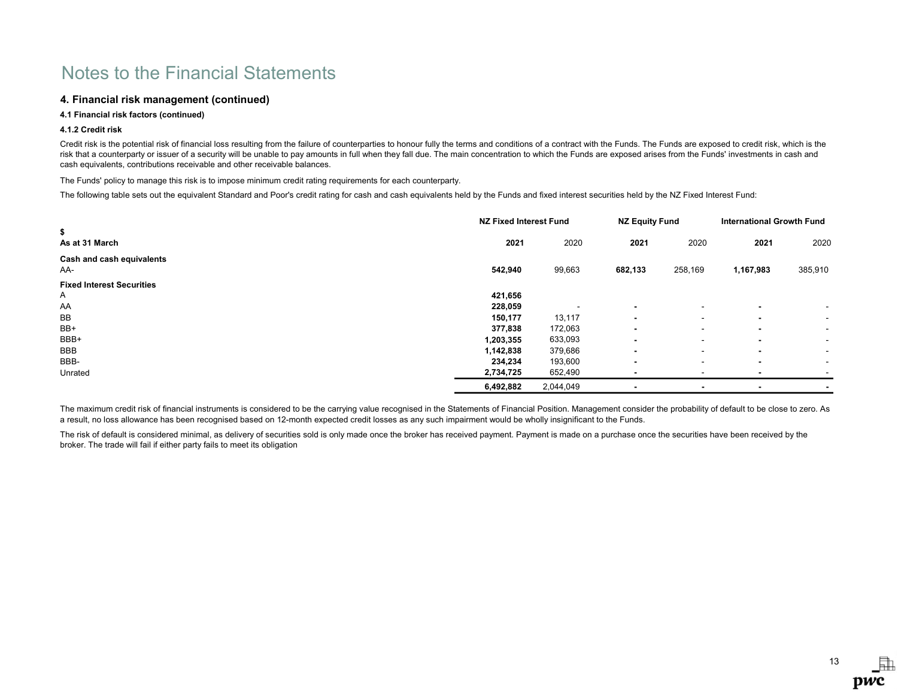# Notes to the Financial Statements

## 4. Financial risk management (continued)

### 4.1 Financial risk factors (continued)

#### 4.1.2 Credit risk

Credit risk is the potential risk of financial loss resulting from the failure of counterparties to honour fully the terms and conditions of a contract with the Funds. The Funds are exposed to credit risk, which is the risk that a counterparty or issuer of a security will be unable to pay amounts in full when they fall due. The main concentration to which the Funds are exposed arises from the Funds' investments in cash and cash equivalents, contributions receivable and other receivable balances.

The Funds' policy to manage this risk is to impose minimum credit rating requirements for each counterparty.

The following table sets out the equivalent Standard and Poor's credit rating for cash and cash equivalents held by the Funds and fixed interest securities held by the NZ Fixed Interest Fund:

| $ | NZ Fixed Interest Fund | | NZ Equity Fund | | International Growth Fund | |
|---|---|---|---|---|---|---|
| **As at 31 March** | **2021** | 2020 | **2021** | 2020 | **2021** | 2020 |
| **Cash and cash equivalents** | | | | | | |
| AA- | **542,940** | 99,663 | **682,133** | 258,169 | **1,167,983** | 385,910 |
| **Fixed Interest Securities** | | | | | | |
| A | **421,656** | | | | | |
| AA | **228,059** | - | **-** | - | **-** | - |
| BB | **150,177** | 13,117 | **-** | - | **-** | - |
| BB+ | **377,838** | 172,063 | **-** | - | **-** | - |
| BBB+ | **1,203,355** | 633,093 | **-** | - | **-** | - |
| BBB | **1,142,838** | 379,686 | **-** | - | **-** | - |
| BBB- | **234,234** | 193,600 | **-** | - | **-** | - |
| Unrated | **2,734,725** | 652,490 | **-** | - | **-** | - |
| | **6,492,882** | 2,044,049 | **-** | **-** | **-** | **-** |

The maximum credit risk of financial instruments is considered to be the carrying value recognised in the Statements of Financial Position. Management consider the probability of default to be close to zero. As a result, no loss allowance has been recognised based on 12-month expected credit losses as any such impairment would be wholly insignificant to the Funds.

The risk of default is considered minimal, as delivery of securities sold is only made once the broker has received payment. Payment is made on a purchase once the securities have been received by the broker. The trade will fail if either party fails to meet its obligation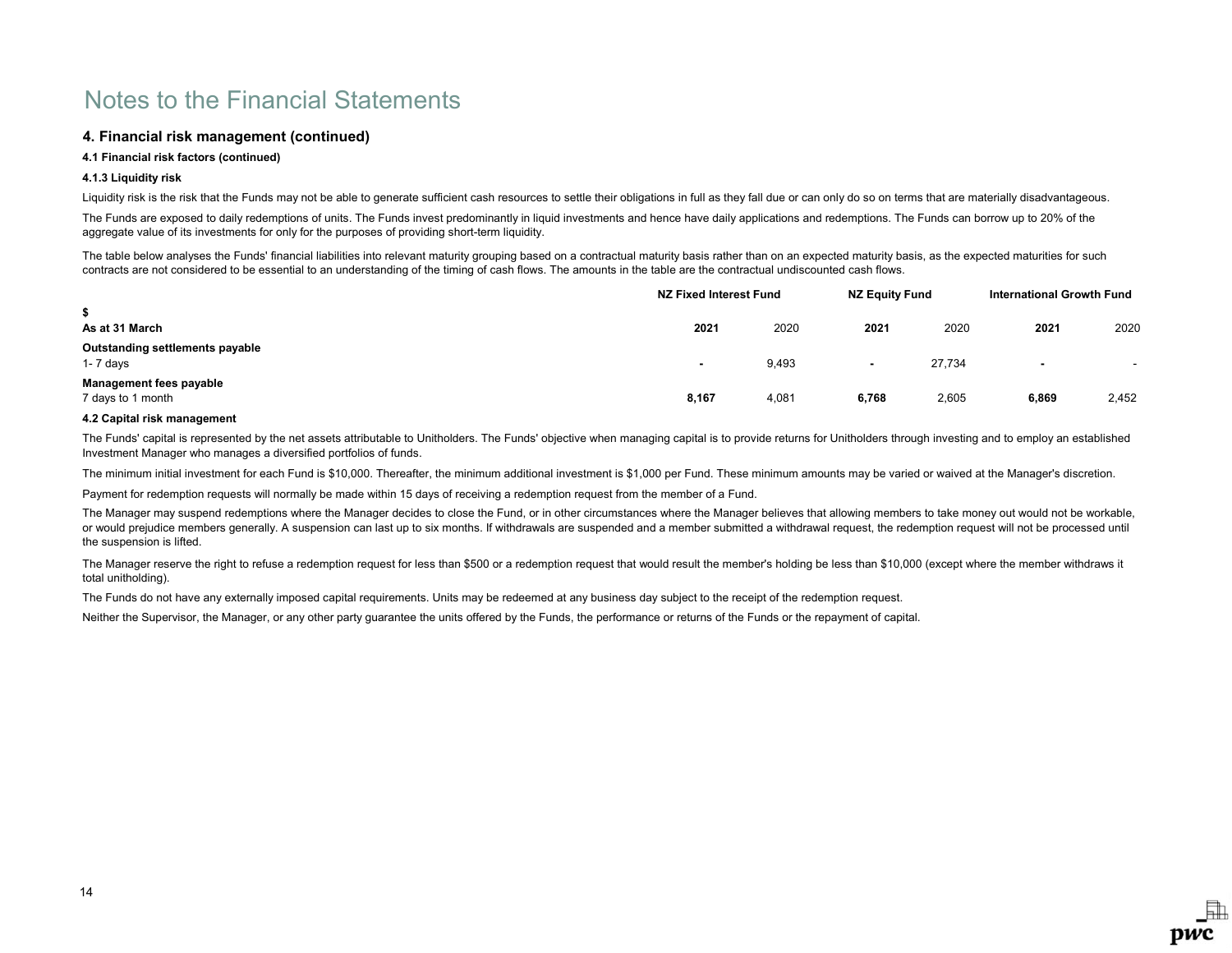# Notes to the Financial Statements

## 4. Financial risk management (continued)

### 4.1 Financial risk factors (continued)

#### 4.1.3 Liquidity risk

Liquidity risk is the risk that the Funds may not be able to generate sufficient cash resources to settle their obligations in full as they fall due or can only do so on terms that are materially disadvantageous.

The Funds are exposed to daily redemptions of units. The Funds invest predominantly in liquid investments and hence have daily applications and redemptions. The Funds can borrow up to 20% of the aggregate value of its investments for only for the purposes of providing short-term liquidity.

The table below analyses the Funds' financial liabilities into relevant maturity grouping based on a contractual maturity basis rather than on an expected maturity basis, as the expected maturities for such contracts are not considered to be essential to an understanding of the timing of cash flows. The amounts in the table are the contractual undiscounted cash flows.

| $ | NZ Fixed Interest Fund | | NZ Equity Fund | | International Growth Fund | |
|---|---|---|---|---|---|---|
| **As at 31 March** | **2021** | 2020 | **2021** | 2020 | **2021** | 2020 |
| **Outstanding settlements payable** | | | | | | |
| 1- 7 days | **-** | 9,493 | **-** | 27,734 | **-** | - |
| **Management fees payable** | | | | | | |
| 7 days to 1 month | **8,167** | 4,081 | **6,768** | 2,605 | **6,869** | 2,452 |

### 4.2 Capital risk management

The Funds' capital is represented by the net assets attributable to Unitholders. The Funds' objective when managing capital is to provide returns for Unitholders through investing and to employ an established Investment Manager who manages a diversified portfolios of funds.

The minimum initial investment for each Fund is $10,000. Thereafter, the minimum additional investment is $1,000 per Fund. These minimum amounts may be varied or waived at the Manager's discretion.

Payment for redemption requests will normally be made within 15 days of receiving a redemption request from the member of a Fund.

The Manager may suspend redemptions where the Manager decides to close the Fund, or in other circumstances where the Manager believes that allowing members to take money out would not be workable, or would prejudice members generally. A suspension can last up to six months. If withdrawals are suspended and a member submitted a withdrawal request, the redemption request will not be processed until the suspension is lifted.

The Manager reserve the right to refuse a redemption request for less than $500 or a redemption request that would result the member's holding be less than $10,000 (except where the member withdraws it total unitholding).

The Funds do not have any externally imposed capital requirements. Units may be redeemed at any business day subject to the receipt of the redemption request.

Neither the Supervisor, the Manager, or any other party guarantee the units offered by the Funds, the performance or returns of the Funds or the repayment of capital.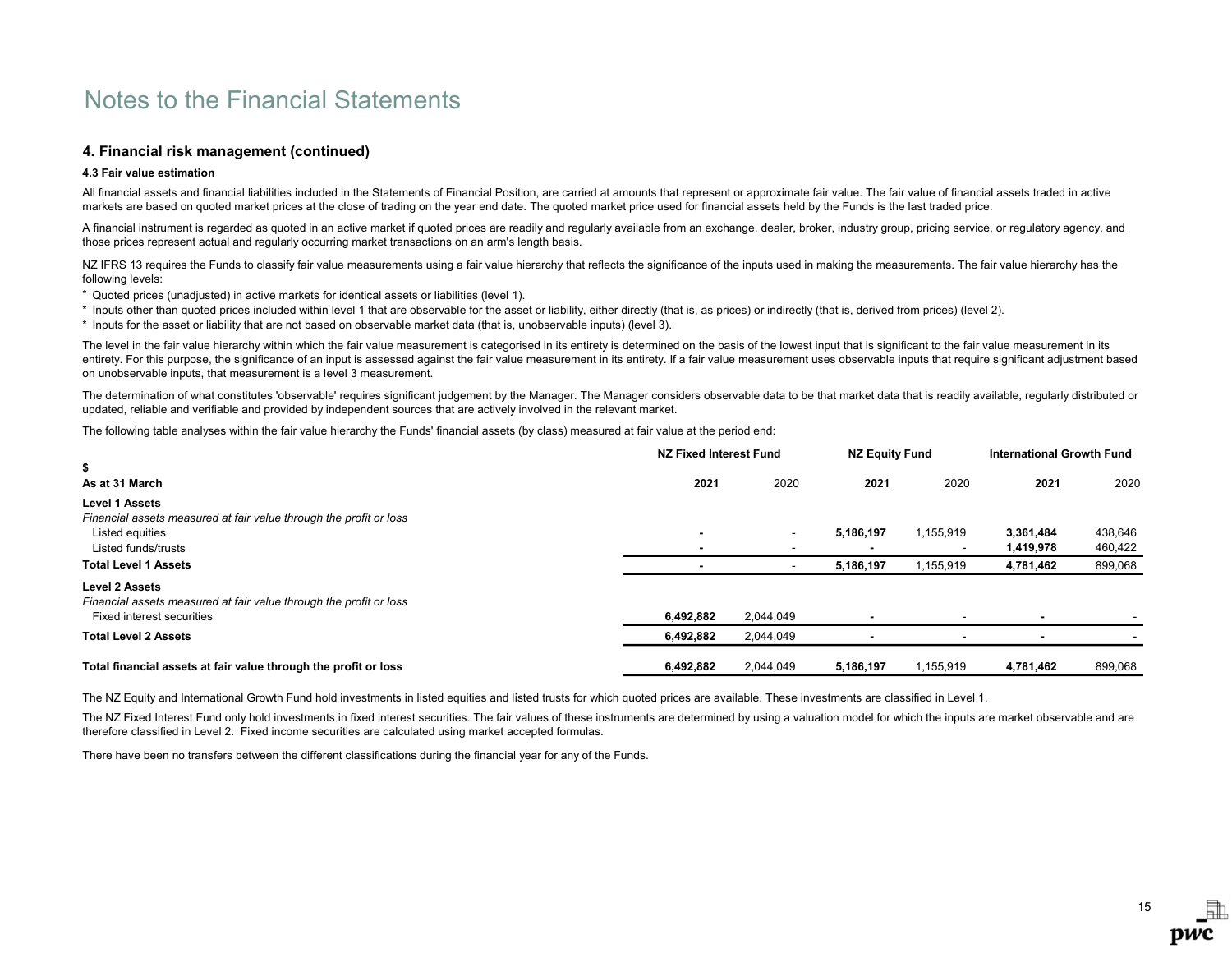# Notes to the Financial Statements

## 4. Financial risk management (continued)

### 4.3 Fair value estimation

All financial assets and financial liabilities included in the Statements of Financial Position, are carried at amounts that represent or approximate fair value. The fair value of financial assets traded in active markets are based on quoted market prices at the close of trading on the year end date. The quoted market price used for financial assets held by the Funds is the last traded price.

A financial instrument is regarded as quoted in an active market if quoted prices are readily and regularly available from an exchange, dealer, broker, industry group, pricing service, or regulatory agency, and those prices represent actual and regularly occurring market transactions on an arm's length basis.

NZ IFRS 13 requires the Funds to classify fair value measurements using a fair value hierarchy that reflects the significance of the inputs used in making the measurements. The fair value hierarchy has the following levels:

* Quoted prices (unadjusted) in active markets for identical assets or liabilities (level 1).
* Inputs other than quoted prices included within level 1 that are observable for the asset or liability, either directly (that is, as prices) or indirectly (that is, derived from prices) (level 2).
* Inputs for the asset or liability that are not based on observable market data (that is, unobservable inputs) (level 3).

The level in the fair value hierarchy within which the fair value measurement is categorised in its entirety is determined on the basis of the lowest input that is significant to the fair value measurement in its entirety. For this purpose, the significance of an input is assessed against the fair value measurement in its entirety. If a fair value measurement uses observable inputs that require significant adjustment based on unobservable inputs, that measurement is a level 3 measurement.

The determination of what constitutes 'observable' requires significant judgement by the Manager. The Manager considers observable data to be that market data that is readily available, regularly distributed or updated, reliable and verifiable and provided by independent sources that are actively involved in the relevant market.

The following table analyses within the fair value hierarchy the Funds' financial assets (by class) measured at fair value at the period end:

| $ | NZ Fixed Interest Fund | | NZ Equity Fund | | International Growth Fund | |
|---|---|---|---|---|---|---|
| **As at 31 March** | **2021** | 2020 | **2021** | 2020 | **2021** | 2020 |
| **Level 1 Assets** | | | | | | |
| *Financial assets measured at fair value through the profit or loss* | | | | | | |
| Listed equities | **-** | - | **5,186,197** | 1,155,919 | **3,361,484** | 438,646 |
| Listed funds/trusts | **-** | - | **-** | - | **1,419,978** | 460,422 |
| **Total Level 1 Assets** | **-** | - | **5,186,197** | 1,155,919 | **4,781,462** | 899,068 |
| **Level 2 Assets** | | | | | | |
| *Financial assets measured at fair value through the profit or loss* | | | | | | |
| Fixed interest securities | **6,492,882** | 2,044,049 | **-** | - | **-** | - |
| **Total Level 2 Assets** | **6,492,882** | 2,044,049 | **-** | - | **-** | - |
| **Total financial assets at fair value through the profit or loss** | **6,492,882** | 2,044,049 | **5,186,197** | 1,155,919 | **4,781,462** | 899,068 |

The NZ Equity and International Growth Fund hold investments in listed equities and listed trusts for which quoted prices are available. These investments are classified in Level 1.

The NZ Fixed Interest Fund only hold investments in fixed interest securities. The fair values of these instruments are determined by using a valuation model for which the inputs are market observable and are therefore classified in Level 2. Fixed income securities are calculated using market accepted formulas.

There have been no transfers between the different classifications during the financial year for any of the Funds.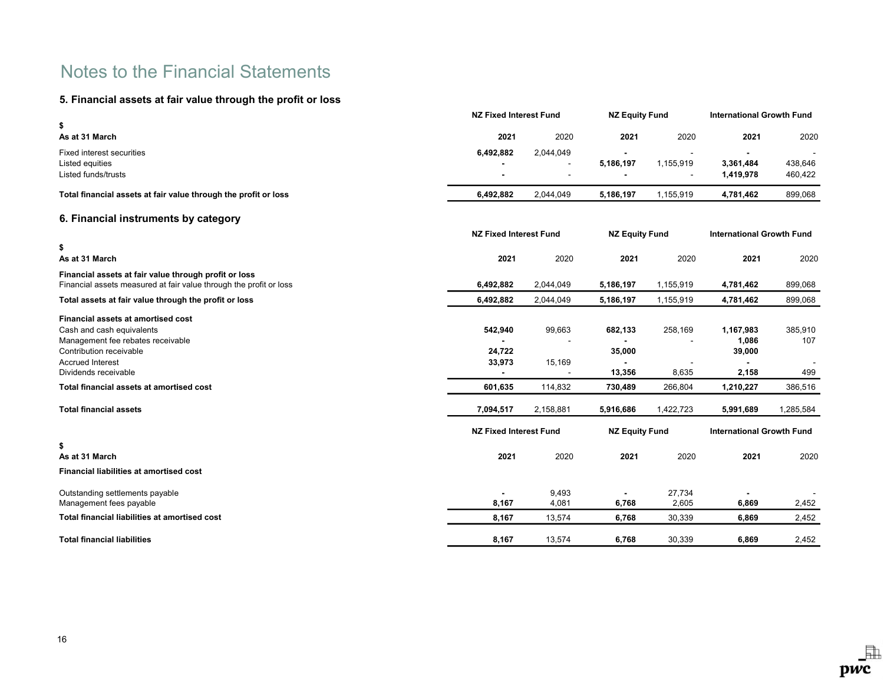# Notes to the Financial Statements

## 5. Financial assets at fair value through the profit or loss

| $ | NZ Fixed Interest Fund | | NZ Equity Fund | | International Growth Fund | |
|---|---|---|---|---|---|---|
| **As at 31 March** | **2021** | 2020 | **2021** | 2020 | **2021** | 2020 |
| Fixed interest securities | **6,492,882** | 2,044,049 | **-** | - | **-** | - |
| Listed equities | **-** | - | **5,186,197** | 1,155,919 | **3,361,484** | 438,646 |
| Listed funds/trusts | **-** | - | **-** | - | **1,419,978** | 460,422 |
| **Total financial assets at fair value through the profit or loss** | **6,492,882** | 2,044,049 | **5,186,197** | 1,155,919 | **4,781,462** | 899,068 |

## 6. Financial instruments by category

| $ | NZ Fixed Interest Fund | | NZ Equity Fund | | International Growth Fund | |
|---|---|---|---|---|---|---|
| **As at 31 March** | **2021** | 2020 | **2021** | 2020 | **2021** | 2020 |
| **Financial assets at fair value through profit or loss** | | | | | | |
| Financial assets measured at fair value through the profit or loss | **6,492,882** | 2,044,049 | **5,186,197** | 1,155,919 | **4,781,462** | 899,068 |
| **Total assets at fair value through the profit or loss** | **6,492,882** | 2,044,049 | **5,186,197** | 1,155,919 | **4,781,462** | 899,068 |
| **Financial assets at amortised cost** | | | | | | |
| Cash and cash equivalents | **542,940** | 99,663 | **682,133** | 258,169 | **1,167,983** | 385,910 |
| Management fee rebates receivable | **-** | - | **-** | - | **1,086** | 107 |
| Contribution receivable | **24,722** | | **35,000** | | **39,000** | |
| Accrued Interest | **33,973** | 15,169 | **-** | - | **-** | - |
| Dividends receivable | **-** | - | **13,356** | 8,635 | **2,158** | 499 |
| **Total financial assets at amortised cost** | **601,635** | 114,832 | **730,489** | 266,804 | **1,210,227** | 386,516 |
| **Total financial assets** | **7,094,517** | 2,158,881 | **5,916,686** | 1,422,723 | **5,991,689** | 1,285,584 |

| $ | NZ Fixed Interest Fund | | NZ Equity Fund | | International Growth Fund | |
|---|---|---|---|---|---|---|
| **As at 31 March** | **2021** | 2020 | **2021** | 2020 | **2021** | 2020 |
| **Financial liabilities at amortised cost** | | | | | | |
| Outstanding settlements payable | **-** | 9,493 | **-** | 27,734 | **-** | - |
| Management fees payable | **8,167** | 4,081 | **6,768** | 2,605 | **6,869** | 2,452 |
| **Total financial liabilities at amortised cost** | **8,167** | 13,574 | **6,768** | 30,339 | **6,869** | 2,452 |
| **Total financial liabilities** | **8,167** | 13,574 | **6,768** | 30,339 | **6,869** | 2,452 |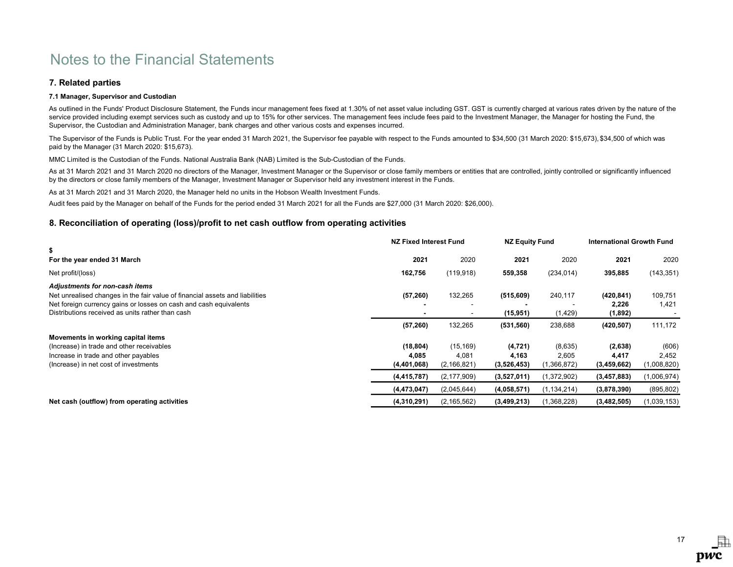# Notes to the Financial Statements

## 7. Related parties

### 7.1 Manager, Supervisor and Custodian

As outlined in the Funds' Product Disclosure Statement, the Funds incur management fees fixed at 1.30% of net asset value including GST. GST is currently charged at various rates driven by the nature of the service provided including exempt services such as custody and up to 15% for other services. The management fees include fees paid to the Investment Manager, the Manager for hosting the Fund, the Supervisor, the Custodian and Administration Manager, bank charges and other various costs and expenses incurred.

The Supervisor of the Funds is Public Trust. For the year ended 31 March 2021, the Supervisor fee payable with respect to the Funds amounted to $34,500 (31 March 2020: $15,673), $34,500 of which was paid by the Manager (31 March 2020: $15,673).

MMC Limited is the Custodian of the Funds. National Australia Bank (NAB) Limited is the Sub-Custodian of the Funds.

As at 31 March 2021 and 31 March 2020 no directors of the Manager, Investment Manager or the Supervisor or close family members or entities that are controlled, jointly controlled or significantly influenced by the directors or close family members of the Manager, Investment Manager or Supervisor held any investment interest in the Funds.

As at 31 March 2021 and 31 March 2020, the Manager held no units in the Hobson Wealth Investment Funds.

Audit fees paid by the Manager on behalf of the Funds for the period ended 31 March 2021 for all the Funds are $27,000 (31 March 2020: $26,000).

## 8. Reconciliation of operating (loss)/profit to net cash outflow from operating activities

| $ | NZ Fixed Interest Fund | | NZ Equity Fund | | International Growth Fund | |
|---|---|---|---|---|---|---|
| **For the year ended 31 March** | **2021** | 2020 | **2021** | 2020 | **2021** | 2020 |
| Net profit/(loss) | **162,756** | (119,918) | **559,358** | (234,014) | **395,885** | (143,351) |
| ***Adjustments for non-cash items*** | | | | | | |
| Net unrealised changes in the fair value of financial assets and liabilities | **(57,260)** | 132,265 | **(515,609)** | 240,117 | **(420,841)** | 109,751 |
| Net foreign currency gains or losses on cash and cash equivalents | **-** | - | **-** | - | **2,226** | 1,421 |
| Distributions received as units rather than cash | **-** | - | **(15,951)** | (1,429) | **(1,892)** | - |
| | **(57,260)** | 132,265 | **(531,560)** | 238,688 | **(420,507)** | 111,172 |
| **Movements in working capital items** | | | | | | |
| (Increase) in trade and other receivables | **(18,804)** | (15,169) | **(4,721)** | (8,635) | **(2,638)** | (606) |
| Increase in trade and other payables | **4,085** | 4,081 | **4,163** | 2,605 | **4,417** | 2,452 |
| (Increase) in net cost of investments | **(4,401,068)** | (2,166,821) | **(3,526,453)** | (1,366,872) | **(3,459,662)** | (1,008,820) |
| | **(4,415,787)** | (2,177,909) | **(3,527,011)** | (1,372,902) | **(3,457,883)** | (1,006,974) |
| | **(4,473,047)** | (2,045,644) | **(4,058,571)** | (1,134,214) | **(3,878,390)** | (895,802) |
| **Net cash (outflow) from operating activities** | **(4,310,291)** | (2,165,562) | **(3,499,213)** | (1,368,228) | **(3,482,505)** | (1,039,153) |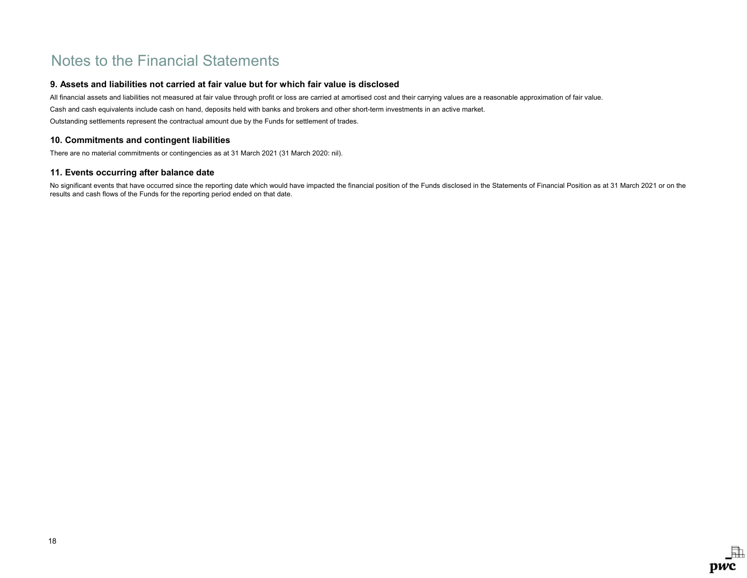# Notes to the Financial Statements

## 9. Assets and liabilities not carried at fair value but for which fair value is disclosed

All financial assets and liabilities not measured at fair value through profit or loss are carried at amortised cost and their carrying values are a reasonable approximation of fair value.

Cash and cash equivalents include cash on hand, deposits held with banks and brokers and other short-term investments in an active market.

Outstanding settlements represent the contractual amount due by the Funds for settlement of trades.

## 10. Commitments and contingent liabilities

There are no material commitments or contingencies as at 31 March 2021 (31 March 2020: nil).

## 11. Events occurring after balance date

No significant events that have occurred since the reporting date which would have impacted the financial position of the Funds disclosed in the Statements of Financial Position as at 31 March 2021 or on the results and cash flows of the Funds for the reporting period ended on that date.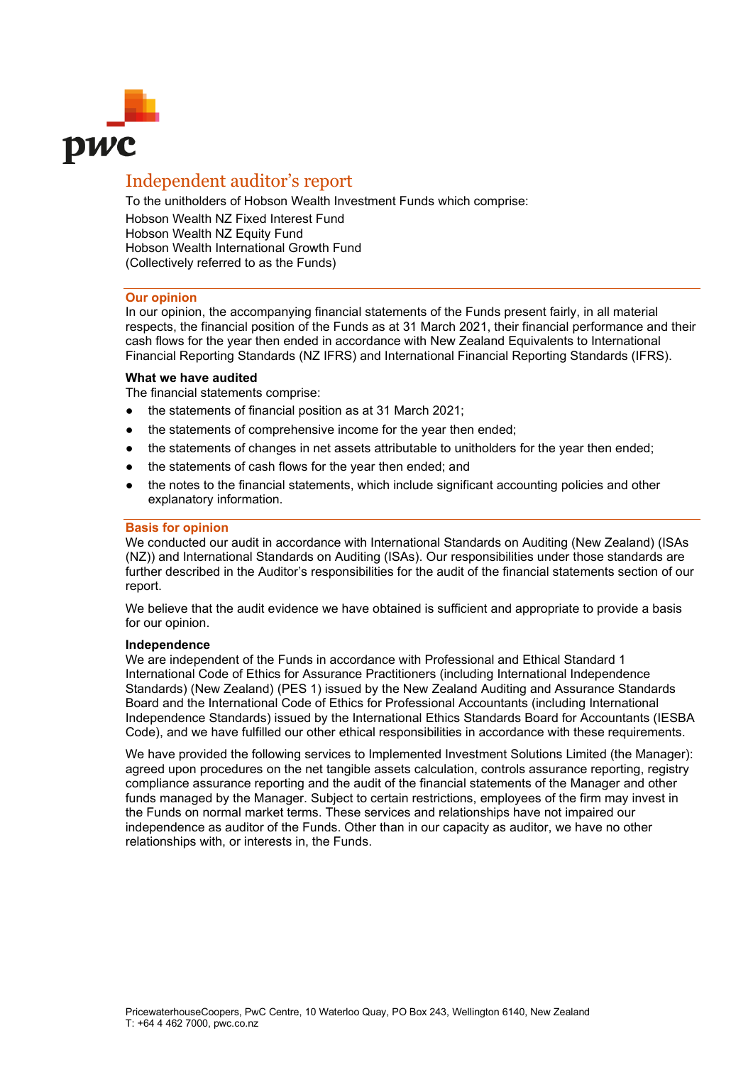# Independent auditor's report

To the unitholders of Hobson Wealth Investment Funds which comprise:
Hobson Wealth NZ Fixed Interest Fund
Hobson Wealth NZ Equity Fund
Hobson Wealth International Growth Fund
(Collectively referred to as the Funds)

## Our opinion

In our opinion, the accompanying financial statements of the Funds present fairly, in all material respects, the financial position of the Funds as at 31 March 2021, their financial performance and their cash flows for the year then ended in accordance with New Zealand Equivalents to International Financial Reporting Standards (NZ IFRS) and International Financial Reporting Standards (IFRS).

### What we have audited

The financial statements comprise:

- the statements of financial position as at 31 March 2021;
- the statements of comprehensive income for the year then ended;
- the statements of changes in net assets attributable to unitholders for the year then ended;
- the statements of cash flows for the year then ended; and
- the notes to the financial statements, which include significant accounting policies and other explanatory information.

## Basis for opinion

We conducted our audit in accordance with International Standards on Auditing (New Zealand) (ISAs (NZ)) and International Standards on Auditing (ISAs). Our responsibilities under those standards are further described in the Auditor's responsibilities for the audit of the financial statements section of our report.

We believe that the audit evidence we have obtained is sufficient and appropriate to provide a basis for our opinion.

### Independence

We are independent of the Funds in accordance with Professional and Ethical Standard 1 International Code of Ethics for Assurance Practitioners (including International Independence Standards) (New Zealand) (PES 1) issued by the New Zealand Auditing and Assurance Standards Board and the International Code of Ethics for Professional Accountants (including International Independence Standards) issued by the International Ethics Standards Board for Accountants (IESBA Code), and we have fulfilled our other ethical responsibilities in accordance with these requirements.

We have provided the following services to Implemented Investment Solutions Limited (the Manager): agreed upon procedures on the net tangible assets calculation, controls assurance reporting, registry compliance assurance reporting and the audit of the financial statements of the Manager and other funds managed by the Manager. Subject to certain restrictions, employees of the firm may invest in the Funds on normal market terms. These services and relationships have not impaired our independence as auditor of the Funds. Other than in our capacity as auditor, we have no other relationships with, or interests in, the Funds.

PricewaterhouseCoopers, PwC Centre, 10 Waterloo Quay, PO Box 243, Wellington 6140, New Zealand
T: +64 4 462 7000, pwc.co.nz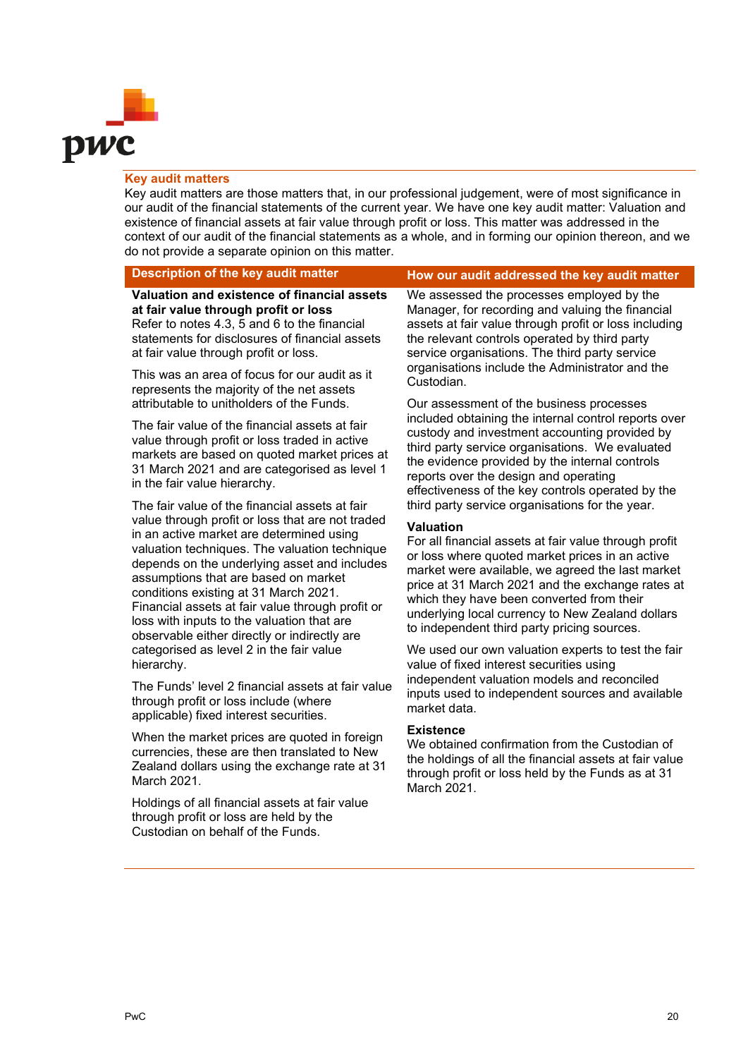## Key audit matters

Key audit matters are those matters that, in our professional judgement, were of most significance in our audit of the financial statements of the current year. We have one key audit matter: Valuation and existence of financial assets at fair value through profit or loss. This matter was addressed in the context of our audit of the financial statements as a whole, and in forming our opinion thereon, and we do not provide a separate opinion on this matter.

| Description of the key audit matter | How our audit addressed the key audit matter |
|---|---|
| **Valuation and existence of financial assets at fair value through profit or loss**<br>Refer to notes 4.3, 5 and 6 to the financial statements for disclosures of financial assets at fair value through profit or loss.<br><br>This was an area of focus for our audit as it represents the majority of the net assets attributable to unitholders of the Funds.<br><br>The fair value of the financial assets at fair value through profit or loss traded in active markets are based on quoted market prices at 31 March 2021 and are categorised as level 1 in the fair value hierarchy.<br><br>The fair value of the financial assets at fair value through profit or loss that are not traded in an active market are determined using valuation techniques. The valuation technique depends on the underlying asset and includes assumptions that are based on market conditions existing at 31 March 2021. Financial assets at fair value through profit or loss with inputs to the valuation that are observable either directly or indirectly are categorised as level 2 in the fair value hierarchy.<br><br>The Funds' level 2 financial assets at fair value through profit or loss include (where applicable) fixed interest securities.<br><br>When the market prices are quoted in foreign currencies, these are then translated to New Zealand dollars using the exchange rate at 31 March 2021.<br><br>Holdings of all financial assets at fair value through profit or loss are held by the Custodian on behalf of the Funds. | We assessed the processes employed by the Manager, for recording and valuing the financial assets at fair value through profit or loss including the relevant controls operated by third party service organisations. The third party service organisations include the Administrator and the Custodian.<br><br>Our assessment of the business processes included obtaining the internal control reports over custody and investment accounting provided by third party service organisations. We evaluated the evidence provided by the internal controls reports over the design and operating effectiveness of the key controls operated by the third party service organisations for the year.<br><br>**Valuation**<br>For all financial assets at fair value through profit or loss where quoted market prices in an active market were available, we agreed the last market price at 31 March 2021 and the exchange rates at which they have been converted from their underlying local currency to New Zealand dollars to independent third party pricing sources.<br><br>We used our own valuation experts to test the fair value of fixed interest securities using independent valuation models and reconciled inputs used to independent sources and available market data.<br><br>**Existence**<br>We obtained confirmation from the Custodian of the holdings of all the financial assets at fair value through profit or loss held by the Funds as at 31 March 2021. |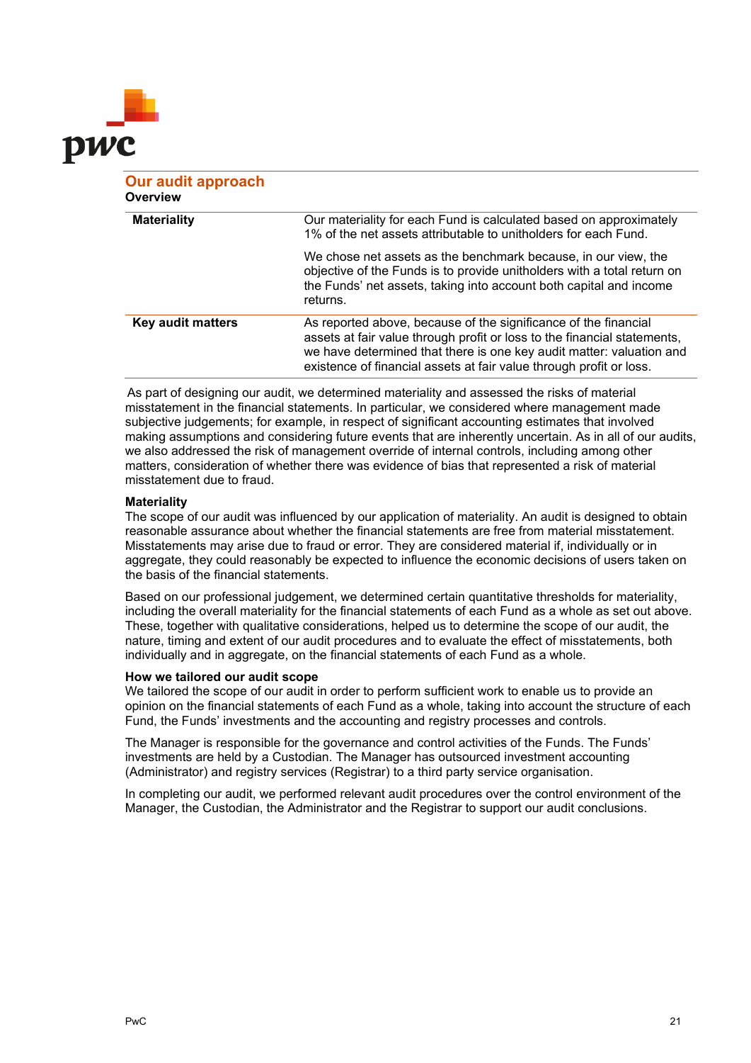## Our audit approach

**Overview**

| | |
|---|---|
| **Materiality** | Our materiality for each Fund is calculated based on approximately 1% of the net assets attributable to unitholders for each Fund.<br><br>We chose net assets as the benchmark because, in our view, the objective of the Funds is to provide unitholders with a total return on the Funds' net assets, taking into account both capital and income returns. |
| **Key audit matters** | As reported above, because of the significance of the financial assets at fair value through profit or loss to the financial statements, we have determined that there is one key audit matter: valuation and existence of financial assets at fair value through profit or loss. |

As part of designing our audit, we determined materiality and assessed the risks of material misstatement in the financial statements. In particular, we considered where management made subjective judgements; for example, in respect of significant accounting estimates that involved making assumptions and considering future events that are inherently uncertain. As in all of our audits, we also addressed the risk of management override of internal controls, including among other matters, consideration of whether there was evidence of bias that represented a risk of material misstatement due to fraud.

**Materiality**

The scope of our audit was influenced by our application of materiality. An audit is designed to obtain reasonable assurance about whether the financial statements are free from material misstatement. Misstatements may arise due to fraud or error. They are considered material if, individually or in aggregate, they could reasonably be expected to influence the economic decisions of users taken on the basis of the financial statements.

Based on our professional judgement, we determined certain quantitative thresholds for materiality, including the overall materiality for the financial statements of each Fund as a whole as set out above. These, together with qualitative considerations, helped us to determine the scope of our audit, the nature, timing and extent of our audit procedures and to evaluate the effect of misstatements, both individually and in aggregate, on the financial statements of each Fund as a whole.

**How we tailored our audit scope**

We tailored the scope of our audit in order to perform sufficient work to enable us to provide an opinion on the financial statements of each Fund as a whole, taking into account the structure of each Fund, the Funds' investments and the accounting and registry processes and controls.

The Manager is responsible for the governance and control activities of the Funds. The Funds' investments are held by a Custodian. The Manager has outsourced investment accounting (Administrator) and registry services (Registrar) to a third party service organisation.

In completing our audit, we performed relevant audit procedures over the control environment of the Manager, the Custodian, the Administrator and the Registrar to support our audit conclusions.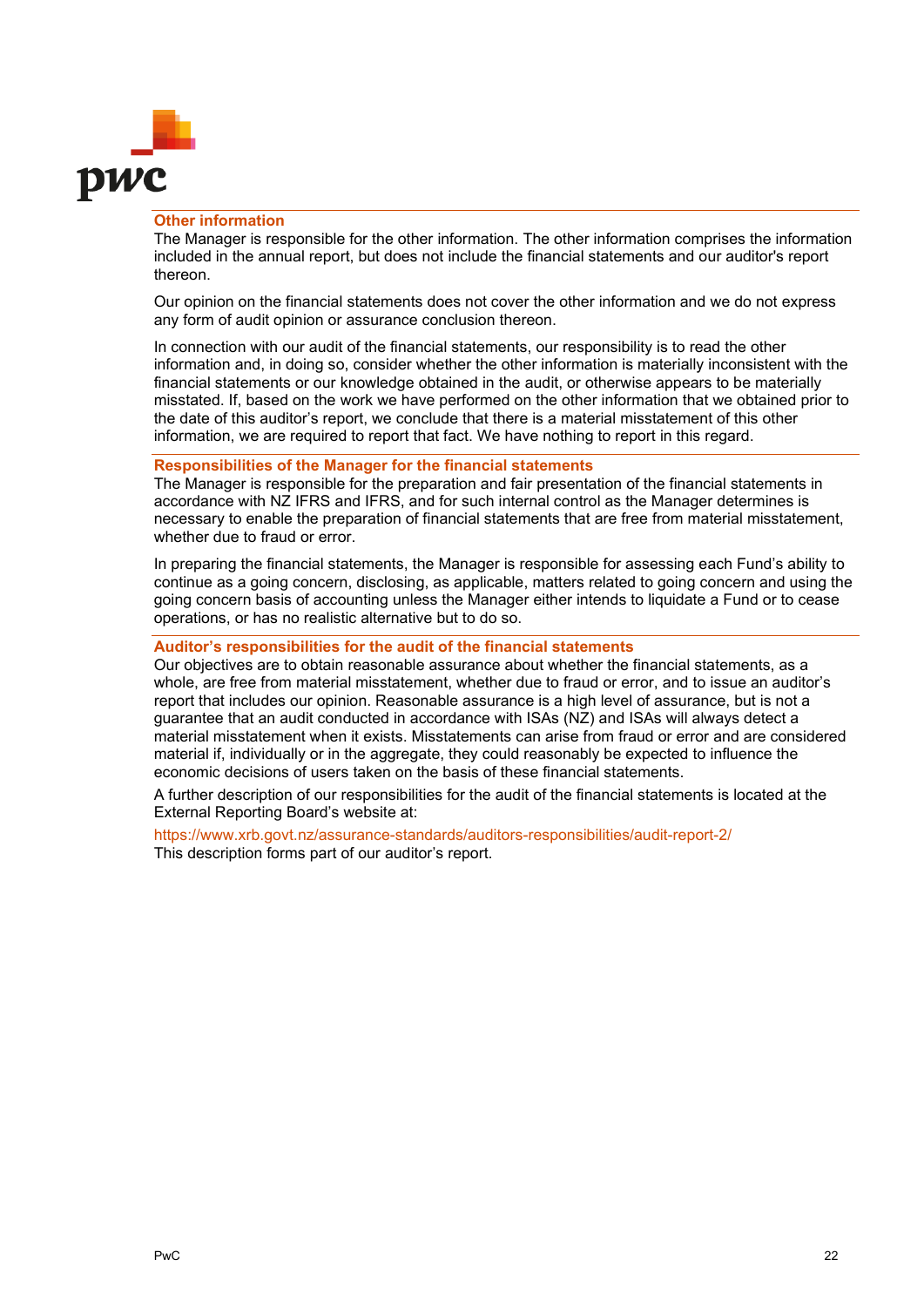## Other information

The Manager is responsible for the other information. The other information comprises the information included in the annual report, but does not include the financial statements and our auditor's report thereon.

Our opinion on the financial statements does not cover the other information and we do not express any form of audit opinion or assurance conclusion thereon.

In connection with our audit of the financial statements, our responsibility is to read the other information and, in doing so, consider whether the other information is materially inconsistent with the financial statements or our knowledge obtained in the audit, or otherwise appears to be materially misstated. If, based on the work we have performed on the other information that we obtained prior to the date of this auditor's report, we conclude that there is a material misstatement of this other information, we are required to report that fact. We have nothing to report in this regard.

## Responsibilities of the Manager for the financial statements

The Manager is responsible for the preparation and fair presentation of the financial statements in accordance with NZ IFRS and IFRS, and for such internal control as the Manager determines is necessary to enable the preparation of financial statements that are free from material misstatement, whether due to fraud or error.

In preparing the financial statements, the Manager is responsible for assessing each Fund's ability to continue as a going concern, disclosing, as applicable, matters related to going concern and using the going concern basis of accounting unless the Manager either intends to liquidate a Fund or to cease operations, or has no realistic alternative but to do so.

## Auditor's responsibilities for the audit of the financial statements

Our objectives are to obtain reasonable assurance about whether the financial statements, as a whole, are free from material misstatement, whether due to fraud or error, and to issue an auditor's report that includes our opinion. Reasonable assurance is a high level of assurance, but is not a guarantee that an audit conducted in accordance with ISAs (NZ) and ISAs will always detect a material misstatement when it exists. Misstatements can arise from fraud or error and are considered material if, individually or in the aggregate, they could reasonably be expected to influence the economic decisions of users taken on the basis of these financial statements.

A further description of our responsibilities for the audit of the financial statements is located at the External Reporting Board's website at:

https://www.xrb.govt.nz/assurance-standards/auditors-responsibilities/audit-report-2/

This description forms part of our auditor's report.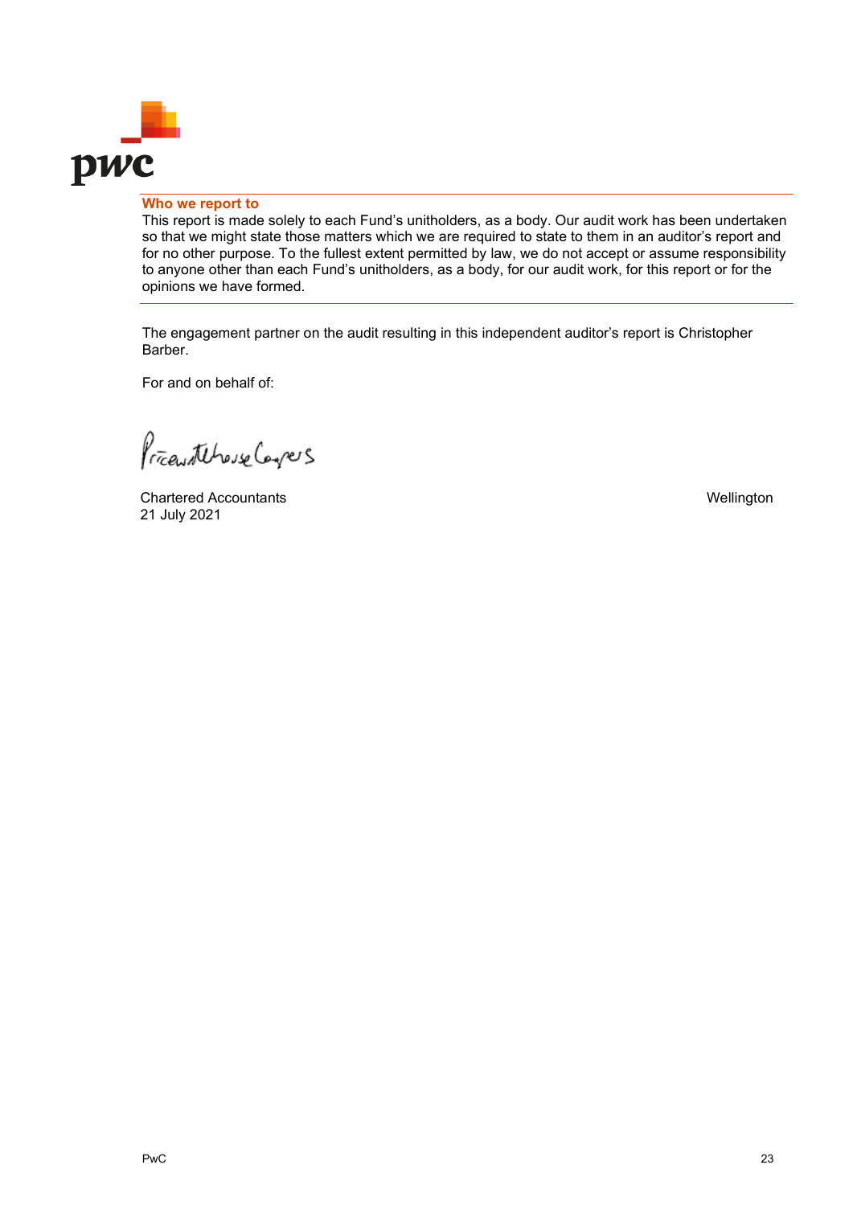### Who we report to

This report is made solely to each Fund's unitholders, as a body. Our audit work has been undertaken so that we might state those matters which we are required to state to them in an auditor's report and for no other purpose. To the fullest extent permitted by law, we do not accept or assume responsibility to anyone other than each Fund's unitholders, as a body, for our audit work, for this report or for the opinions we have formed.

The engagement partner on the audit resulting in this independent auditor's report is Christopher Barber.

For and on behalf of:

PricewaterhouseCoopers

Chartered Accountants
21 July 2021

Wellington